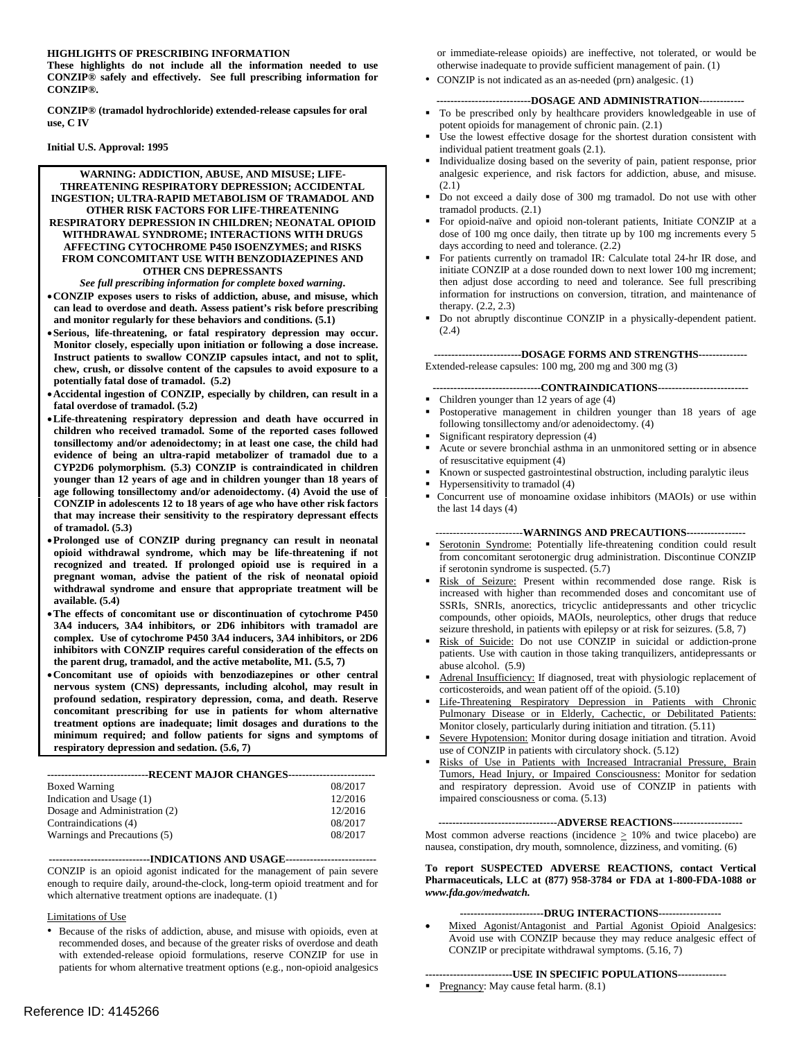**HIGHLIGHTS OF PRESCRIBING INFORMATION**
**These highlights do not include all the information needed to use CONZIP® safely and effectively. See full prescribing information for CONZIP®.**

**CONZIP® (tramadol hydrochloride) extended-release capsules for oral use, C IV**

**Initial U.S. Approval: 1995**

**WARNING: ADDICTION, ABUSE, AND MISUSE; LIFE-THREATENING RESPIRATORY DEPRESSION; ACCIDENTAL INGESTION; ULTRA-RAPID METABOLISM OF TRAMADOL AND OTHER RISK FACTORS FOR LIFE-THREATENING RESPIRATORY DEPRESSION IN CHILDREN; NEONATAL OPIOID WITHDRAWAL SYNDROME; INTERACTIONS WITH DRUGS AFFECTING CYTOCHROME P450 ISOENZYMES; and RISKS FROM CONCOMITANT USE WITH BENZODIAZEPINES AND OTHER CNS DEPRESSANTS**

***See full prescribing information for complete boxed warning.***

- **CONZIP exposes users to risks of addiction, abuse, and misuse, which can lead to overdose and death. Assess patient's risk before prescribing and monitor regularly for these behaviors and conditions. (5.1)**
- **Serious, life-threatening, or fatal respiratory depression may occur. Monitor closely, especially upon initiation or following a dose increase. Instruct patients to swallow CONZIP capsules intact, and not to split, chew, crush, or dissolve content of the capsules to avoid exposure to a potentially fatal dose of tramadol. (5.2)**
- **Accidental ingestion of CONZIP, especially by children, can result in a fatal overdose of tramadol. (5.2)**
- **Life-threatening respiratory depression and death have occurred in children who received tramadol. Some of the reported cases followed tonsillectomy and/or adenoidectomy; in at least one case, the child had evidence of being an ultra-rapid metabolizer of tramadol due to a CYP2D6 polymorphism. (5.3) CONZIP is contraindicated in children younger than 12 years of age and in children younger than 18 years of age following tonsillectomy and/or adenoidectomy. (4) Avoid the use of CONZIP in adolescents 12 to 18 years of age who have other risk factors that may increase their sensitivity to the respiratory depressant effects of tramadol. (5.3)**
- **Prolonged use of CONZIP during pregnancy can result in neonatal opioid withdrawal syndrome, which may be life-threatening if not recognized and treated. If prolonged opioid use is required in a pregnant woman, advise the patient of the risk of neonatal opioid withdrawal syndrome and ensure that appropriate treatment will be available. (5.4)**
- **The effects of concomitant use or discontinuation of cytochrome P450 3A4 inducers, 3A4 inhibitors, or 2D6 inhibitors with tramadol are complex. Use of cytochrome P450 3A4 inducers, 3A4 inhibitors, or 2D6 inhibitors with CONZIP requires careful consideration of the effects on the parent drug, tramadol, and the active metabolite, M1. (5.5, 7)**
- **Concomitant use of opioids with benzodiazepines or other central nervous system (CNS) depressants, including alcohol, may result in profound sedation, respiratory depression, coma, and death. Reserve concomitant prescribing for use in patients for whom alternative treatment options are inadequate; limit dosages and durations to the minimum required; and follow patients for signs and symptoms of respiratory depression and sedation. (5.6, 7)**

**----------------------------RECENT MAJOR CHANGES------------------------**

| | |
|---|---|
| Boxed Warning | 08/2017 |
| Indication and Usage (1) | 12/2016 |
| Dosage and Administration (2) | 12/2016 |
| Contraindications (4) | 08/2017 |
| Warnings and Precautions (5) | 08/2017 |

**----------------------------INDICATIONS AND USAGE-------------------------**

CONZIP is an opioid agonist indicated for the management of pain severe enough to require daily, around-the-clock, long-term opioid treatment and for which alternative treatment options are inadequate. (1)

Limitations of Use

- Because of the risks of addiction, abuse, and misuse with opioids, even at recommended doses, and because of the greater risks of overdose and death with extended-release opioid formulations, reserve CONZIP for use in patients for whom alternative treatment options (e.g., non-opioid analgesics or immediate-release opioids) are ineffective, not tolerated, or would be otherwise inadequate to provide sufficient management of pain. (1)
- CONZIP is not indicated as an as-needed (prn) analgesic. (1)

**---------------------------DOSAGE AND ADMINISTRATION------------**

- To be prescribed only by healthcare providers knowledgeable in use of potent opioids for management of chronic pain. (2.1)
- Use the lowest effective dosage for the shortest duration consistent with individual patient treatment goals (2.1).
- Individualize dosing based on the severity of pain, patient response, prior analgesic experience, and risk factors for addiction, abuse, and misuse. (2.1)
- Do not exceed a daily dose of 300 mg tramadol. Do not use with other tramadol products. (2.1)
- For opioid-naïve and opioid non-tolerant patients, Initiate CONZIP at a dose of 100 mg once daily, then titrate up by 100 mg increments every 5 days according to need and tolerance. (2.2)
- For patients currently on tramadol IR: Calculate total 24-hr IR dose, and initiate CONZIP at a dose rounded down to next lower 100 mg increment; then adjust dose according to need and tolerance. See full prescribing information for instructions on conversion, titration, and maintenance of therapy. (2.2, 2.3)
- Do not abruptly discontinue CONZIP in a physically-dependent patient. (2.4)

**-------------------------DOSAGE FORMS AND STRENGTHS-------------**

Extended-release capsules: 100 mg, 200 mg and 300 mg (3)

**-------------------------------CONTRAINDICATIONS-------------------------**

- Children younger than 12 years of age (4)
- Postoperative management in children younger than 18 years of age following tonsillectomy and/or adenoidectomy. (4)
- Significant respiratory depression (4)
- Acute or severe bronchial asthma in an unmonitored setting or in absence of resuscitative equipment (4)
- Known or suspected gastrointestinal obstruction, including paralytic ileus
- Hypersensitivity to tramadol (4)
- Concurrent use of monoamine oxidase inhibitors (MAOIs) or use within the last 14 days (4)

**-------------------------WARNINGS AND PRECAUTIONS-----------------**

- Serotonin Syndrome: Potentially life-threatening condition could result from concomitant serotonergic drug administration. Discontinue CONZIP if serotonin syndrome is suspected. (5.7)
- Risk of Seizure: Present within recommended dose range. Risk is increased with higher than recommended doses and concomitant use of SSRIs, SNRIs, anorectics, tricyclic antidepressants and other tricyclic compounds, other opioids, MAOIs, neuroleptics, other drugs that reduce seizure threshold, in patients with epilepsy or at risk for seizures. (5.8, 7)
- Risk of Suicide: Do not use CONZIP in suicidal or addiction-prone patients. Use with caution in those taking tranquilizers, antidepressants or abuse alcohol. (5.9)
- Adrenal Insufficiency: If diagnosed, treat with physiologic replacement of corticosteroids, and wean patient off of the opioid. (5.10)
- Life-Threatening Respiratory Depression in Patients with Chronic Pulmonary Disease or in Elderly, Cachectic, or Debilitated Patients: Monitor closely, particularly during initiation and titration. (5.11)
- Severe Hypotension: Monitor during dosage initiation and titration. Avoid use of CONZIP in patients with circulatory shock. (5.12)
- Risks of Use in Patients with Increased Intracranial Pressure, Brain Tumors, Head Injury, or Impaired Consciousness: Monitor for sedation and respiratory depression. Avoid use of CONZIP in patients with impaired consciousness or coma. (5.13)

**----------------------------------ADVERSE REACTIONS--------------------**

Most common adverse reactions (incidence ≥ 10% and twice placebo) are nausea, constipation, dry mouth, somnolence, dizziness, and vomiting. (6)

**To report SUSPECTED ADVERSE REACTIONS, contact Vertical Pharmaceuticals, LLC at (877) 958-3784 or FDA at 1-800-FDA-1088 or *www.fda.gov/medwatch.***

**------------------------DRUG INTERACTIONS------------------**

- Mixed Agonist/Antagonist and Partial Agonist Opioid Analgesics: Avoid use with CONZIP because they may reduce analgesic effect of CONZIP or precipitate withdrawal symptoms. (5.16, 7)

**-------------------------USE IN SPECIFIC POPULATIONS-------------**

- Pregnancy: May cause fetal harm. (8.1)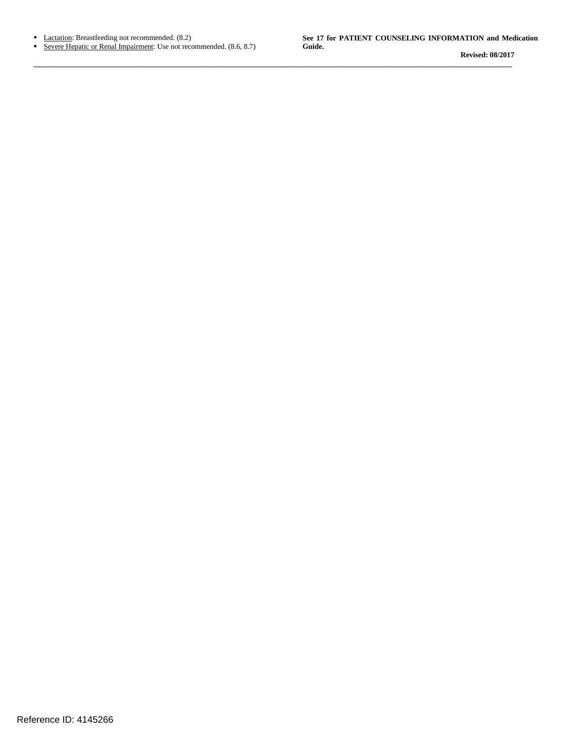- Lactation: Breastfeeding not recommended. (8.2)
- Severe Hepatic or Renal Impairment: Use not recommended. (8.6, 8.7)

**See 17 for PATIENT COUNSELING INFORMATION and Medication Guide.**

**Revised: 08/2017**

---

Reference ID: 4145266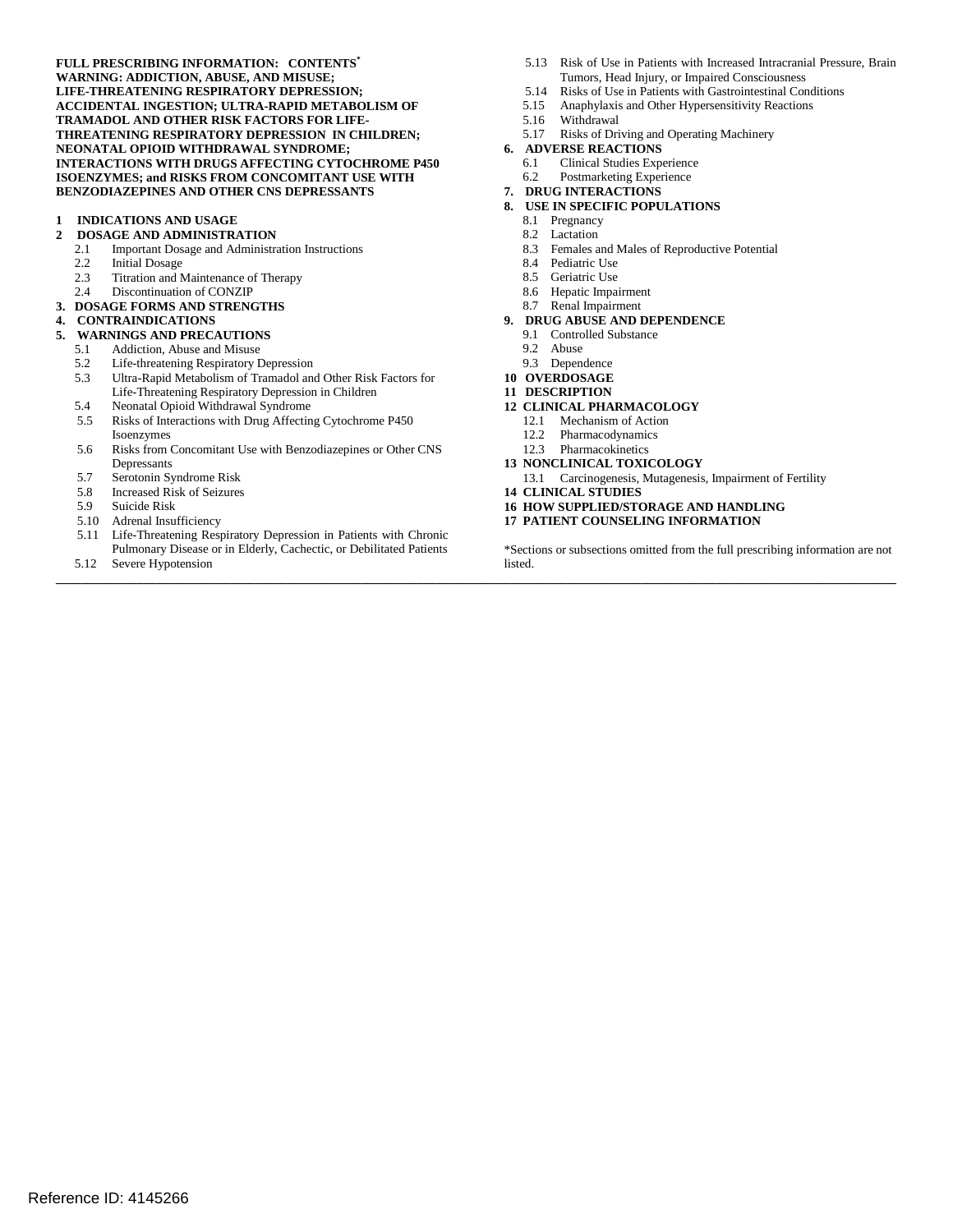**FULL PRESCRIBING INFORMATION: CONTENTS***

**WARNING: ADDICTION, ABUSE, AND MISUSE; LIFE-THREATENING RESPIRATORY DEPRESSION; ACCIDENTAL INGESTION; ULTRA-RAPID METABOLISM OF TRAMADOL AND OTHER RISK FACTORS FOR LIFE-THREATENING RESPIRATORY DEPRESSION IN CHILDREN; NEONATAL OPIOID WITHDRAWAL SYNDROME; INTERACTIONS WITH DRUGS AFFECTING CYTOCHROME P450 ISOENZYMES; and RISKS FROM CONCOMITANT USE WITH BENZODIAZEPINES AND OTHER CNS DEPRESSANTS**

**1 INDICATIONS AND USAGE**

**2 DOSAGE AND ADMINISTRATION**
- 2.1 Important Dosage and Administration Instructions
- 2.2 Initial Dosage
- 2.3 Titration and Maintenance of Therapy
- 2.4 Discontinuation of CONZIP

**3. DOSAGE FORMS AND STRENGTHS**

**4. CONTRAINDICATIONS**

**5. WARNINGS AND PRECAUTIONS**
- 5.1 Addiction, Abuse and Misuse
- 5.2 Life-threatening Respiratory Depression
- 5.3 Ultra-Rapid Metabolism of Tramadol and Other Risk Factors for Life-Threatening Respiratory Depression in Children
- 5.4 Neonatal Opioid Withdrawal Syndrome
- 5.5 Risks of Interactions with Drug Affecting Cytochrome P450 Isoenzymes
- 5.6 Risks from Concomitant Use with Benzodiazepines or Other CNS Depressants
- 5.7 Serotonin Syndrome Risk
- 5.8 Increased Risk of Seizures
- 5.9 Suicide Risk
- 5.10 Adrenal Insufficiency
- 5.11 Life-Threatening Respiratory Depression in Patients with Chronic Pulmonary Disease or in Elderly, Cachectic, or Debilitated Patients
- 5.12 Severe Hypotension
- 5.13 Risk of Use in Patients with Increased Intracranial Pressure, Brain Tumors, Head Injury, or Impaired Consciousness
- 5.14 Risks of Use in Patients with Gastrointestinal Conditions
- 5.15 Anaphylaxis and Other Hypersensitivity Reactions
- 5.16 Withdrawal
- 5.17 Risks of Driving and Operating Machinery

**6. ADVERSE REACTIONS**
- 6.1 Clinical Studies Experience
- 6.2 Postmarketing Experience

**7. DRUG INTERACTIONS**

**8. USE IN SPECIFIC POPULATIONS**
- 8.1 Pregnancy
- 8.2 Lactation
- 8.3 Females and Males of Reproductive Potential
- 8.4 Pediatric Use
- 8.5 Geriatric Use
- 8.6 Hepatic Impairment
- 8.7 Renal Impairment

**9. DRUG ABUSE AND DEPENDENCE**
- 9.1 Controlled Substance
- 9.2 Abuse
- 9.3 Dependence

**10 OVERDOSAGE**

**11 DESCRIPTION**

**12 CLINICAL PHARMACOLOGY**
- 12.1 Mechanism of Action
- 12.2 Pharmacodynamics
- 12.3 Pharmacokinetics

**13 NONCLINICAL TOXICOLOGY**
- 13.1 Carcinogenesis, Mutagenesis, Impairment of Fertility

**14 CLINICAL STUDIES**

**16 HOW SUPPLIED/STORAGE AND HANDLING**

**17 PATIENT COUNSELING INFORMATION**

*Sections or subsections omitted from the full prescribing information are not listed.

Reference ID: 4145266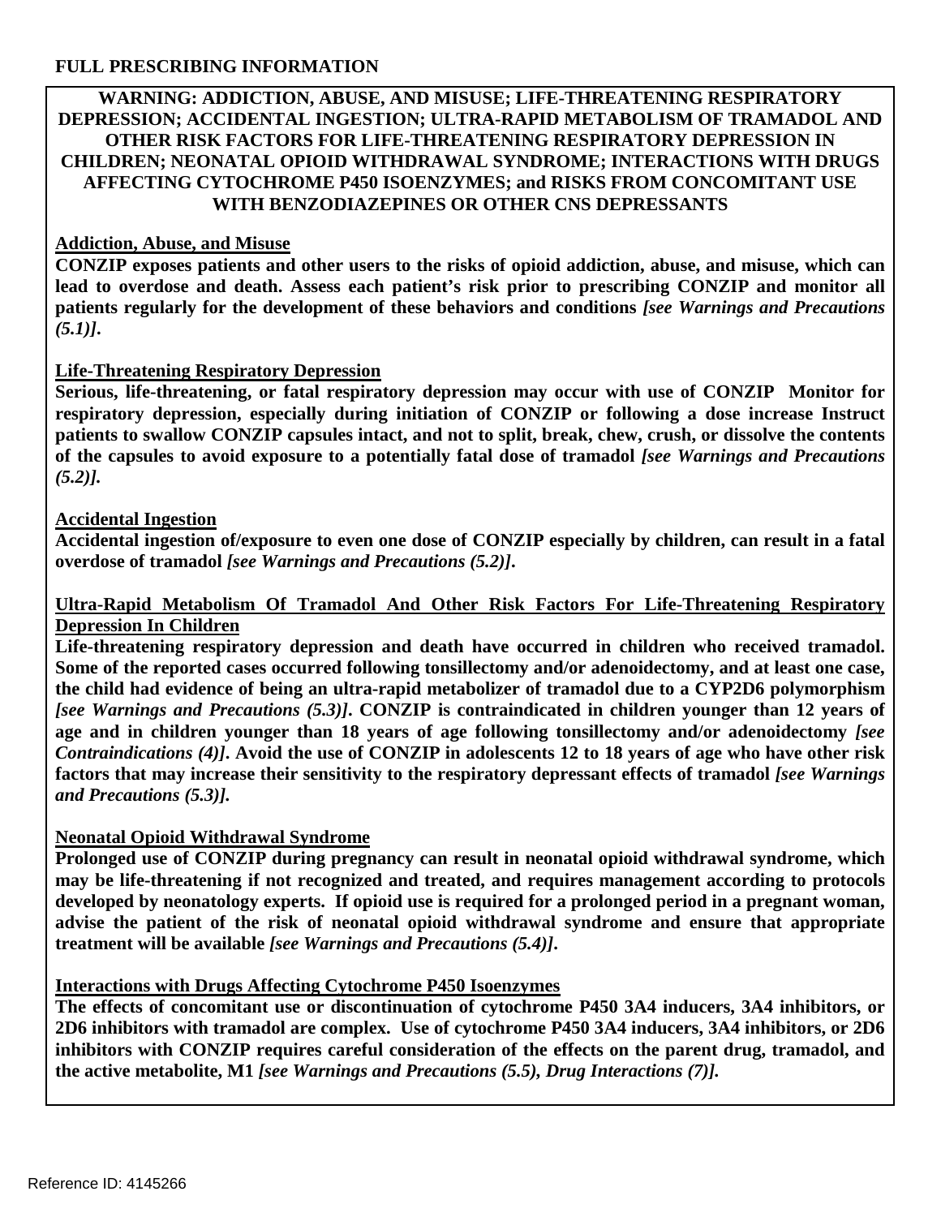# FULL PRESCRIBING INFORMATION

## WARNING: ADDICTION, ABUSE, AND MISUSE; LIFE-THREATENING RESPIRATORY DEPRESSION; ACCIDENTAL INGESTION; ULTRA-RAPID METABOLISM OF TRAMADOL AND OTHER RISK FACTORS FOR LIFE-THREATENING RESPIRATORY DEPRESSION IN CHILDREN; NEONATAL OPIOID WITHDRAWAL SYNDROME; INTERACTIONS WITH DRUGS AFFECTING CYTOCHROME P450 ISOENZYMES; and RISKS FROM CONCOMITANT USE WITH BENZODIAZEPINES OR OTHER CNS DEPRESSANTS

**Addiction, Abuse, and Misuse**

**CONZIP exposes patients and other users to the risks of opioid addiction, abuse, and misuse, which can lead to overdose and death. Assess each patient's risk prior to prescribing CONZIP and monitor all patients regularly for the development of these behaviors and conditions** ***[see Warnings and Precautions (5.1)]*****.**

**Life-Threatening Respiratory Depression**

**Serious, life-threatening, or fatal respiratory depression may occur with use of CONZIP Monitor for respiratory depression, especially during initiation of CONZIP or following a dose increase Instruct patients to swallow CONZIP capsules intact, and not to split, break, chew, crush, or dissolve the contents of the capsules to avoid exposure to a potentially fatal dose of tramadol** ***[see Warnings and Precautions (5.2)].***

**Accidental Ingestion**

**Accidental ingestion of/exposure to even one dose of CONZIP especially by children, can result in a fatal overdose of tramadol** ***[see Warnings and Precautions (5.2)]*****.**

**Ultra-Rapid Metabolism Of Tramadol And Other Risk Factors For Life-Threatening Respiratory Depression In Children**

**Life-threatening respiratory depression and death have occurred in children who received tramadol. Some of the reported cases occurred following tonsillectomy and/or adenoidectomy, and at least one case, the child had evidence of being an ultra-rapid metabolizer of tramadol due to a CYP2D6 polymorphism** ***[see Warnings and Precautions (5.3)]*****. CONZIP is contraindicated in children younger than 12 years of age and in children younger than 18 years of age following tonsillectomy and/or adenoidectomy** ***[see Contraindications (4)]*****. Avoid the use of CONZIP in adolescents 12 to 18 years of age who have other risk factors that may increase their sensitivity to the respiratory depressant effects of tramadol** ***[see Warnings and Precautions (5.3)].***

**Neonatal Opioid Withdrawal Syndrome**

**Prolonged use of CONZIP during pregnancy can result in neonatal opioid withdrawal syndrome, which may be life-threatening if not recognized and treated, and requires management according to protocols developed by neonatology experts. If opioid use is required for a prolonged period in a pregnant woman, advise the patient of the risk of neonatal opioid withdrawal syndrome and ensure that appropriate treatment will be available** ***[see Warnings and Precautions (5.4)]*****.**

**Interactions with Drugs Affecting Cytochrome P450 Isoenzymes**

**The effects of concomitant use or discontinuation of cytochrome P450 3A4 inducers, 3A4 inhibitors, or 2D6 inhibitors with tramadol are complex. Use of cytochrome P450 3A4 inducers, 3A4 inhibitors, or 2D6 inhibitors with CONZIP requires careful consideration of the effects on the parent drug, tramadol, and the active metabolite, M1** ***[see Warnings and Precautions (5.5), Drug Interactions (7)].***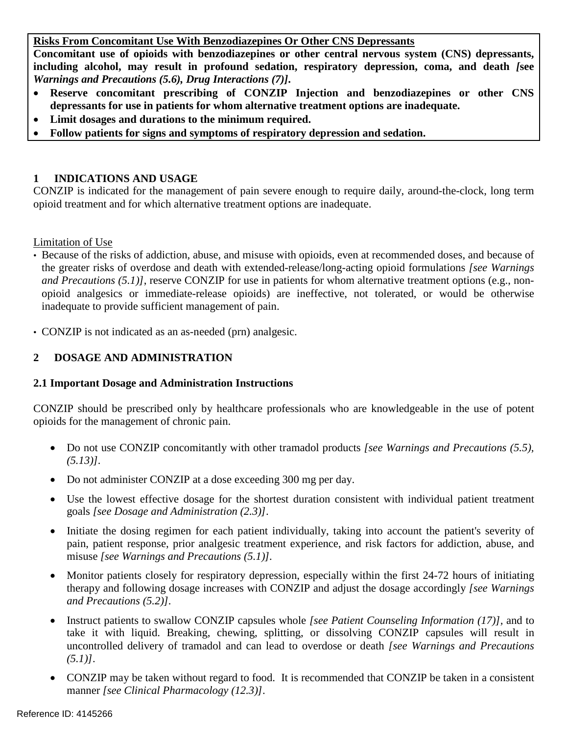**Risks From Concomitant Use With Benzodiazepines Or Other CNS Depressants**

**Concomitant use of opioids with benzodiazepines or other central nervous system (CNS) depressants, including alcohol, may result in profound sedation, respiratory depression, coma, and death *[see Warnings and Precautions (5.6), Drug Interactions (7)]*.**

- **Reserve concomitant prescribing of CONZIP Injection and benzodiazepines or other CNS depressants for use in patients for whom alternative treatment options are inadequate.**
- **Limit dosages and durations to the minimum required.**
- **Follow patients for signs and symptoms of respiratory depression and sedation.**

## 1 INDICATIONS AND USAGE

CONZIP is indicated for the management of pain severe enough to require daily, around-the-clock, long term opioid treatment and for which alternative treatment options are inadequate.

Limitation of Use

- Because of the risks of addiction, abuse, and misuse with opioids, even at recommended doses, and because of the greater risks of overdose and death with extended-release/long-acting opioid formulations *[see Warnings and Precautions (5.1)]*, reserve CONZIP for use in patients for whom alternative treatment options (e.g., non-opioid analgesics or immediate-release opioids) are ineffective, not tolerated, or would be otherwise inadequate to provide sufficient management of pain.
- CONZIP is not indicated as an as-needed (prn) analgesic.

## 2 DOSAGE AND ADMINISTRATION

### 2.1 Important Dosage and Administration Instructions

CONZIP should be prescribed only by healthcare professionals who are knowledgeable in the use of potent opioids for the management of chronic pain.

- Do not use CONZIP concomitantly with other tramadol products *[see Warnings and Precautions (5.5), (5.13)]*.
- Do not administer CONZIP at a dose exceeding 300 mg per day.
- Use the lowest effective dosage for the shortest duration consistent with individual patient treatment goals *[see Dosage and Administration (2.3)]*.
- Initiate the dosing regimen for each patient individually, taking into account the patient's severity of pain, patient response, prior analgesic treatment experience, and risk factors for addiction, abuse, and misuse *[see Warnings and Precautions (5.1)]*.
- Monitor patients closely for respiratory depression, especially within the first 24-72 hours of initiating therapy and following dosage increases with CONZIP and adjust the dosage accordingly *[see Warnings and Precautions (5.2)]*.
- Instruct patients to swallow CONZIP capsules whole *[see Patient Counseling Information (17)]*, and to take it with liquid. Breaking, chewing, splitting, or dissolving CONZIP capsules will result in uncontrolled delivery of tramadol and can lead to overdose or death *[see Warnings and Precautions (5.1)]*.
- CONZIP may be taken without regard to food. It is recommended that CONZIP be taken in a consistent manner *[see Clinical Pharmacology (12.3)]*.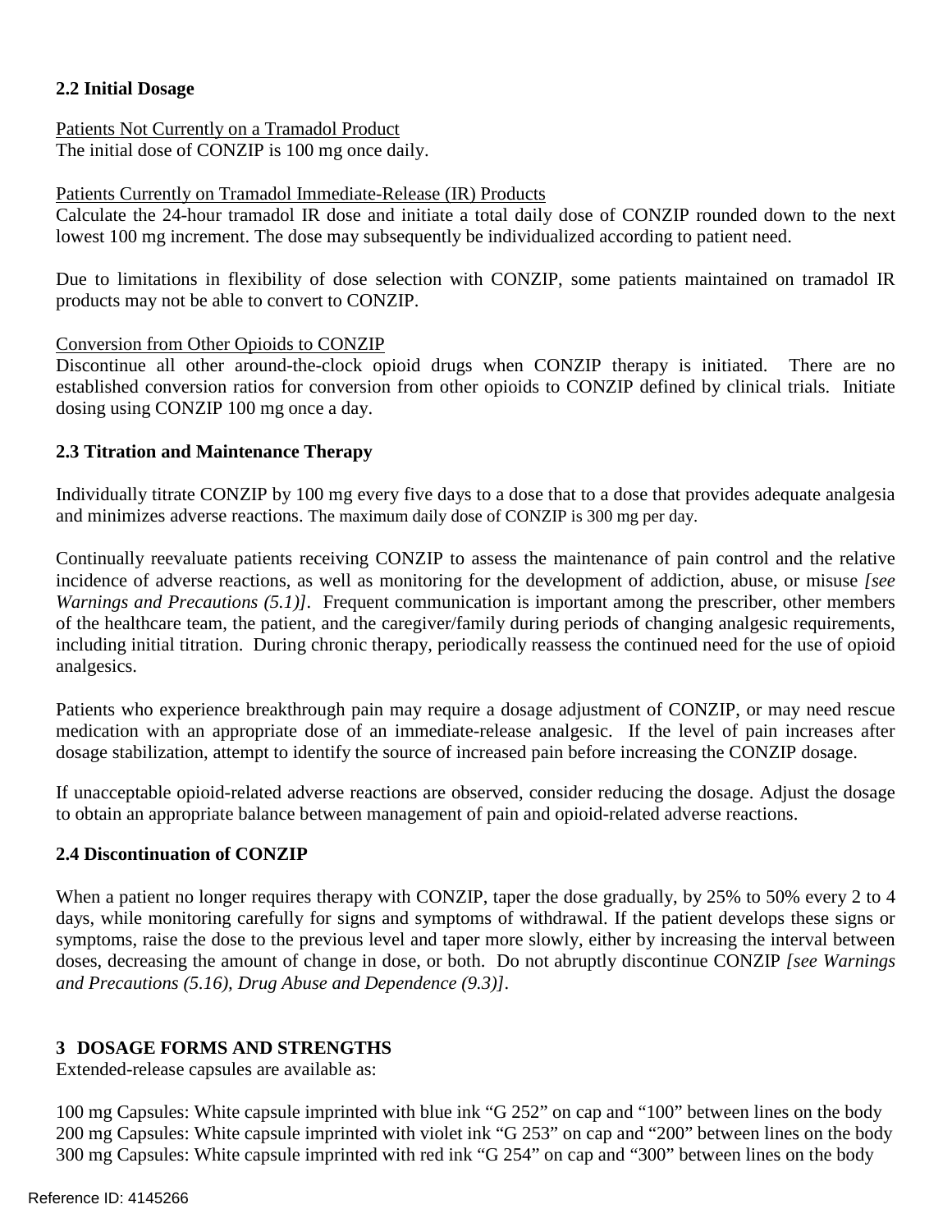### 2.2 Initial Dosage

Patients Not Currently on a Tramadol Product
The initial dose of CONZIP is 100 mg once daily.

Patients Currently on Tramadol Immediate-Release (IR) Products
Calculate the 24-hour tramadol IR dose and initiate a total daily dose of CONZIP rounded down to the next lowest 100 mg increment. The dose may subsequently be individualized according to patient need.

Due to limitations in flexibility of dose selection with CONZIP, some patients maintained on tramadol IR products may not be able to convert to CONZIP.

Conversion from Other Opioids to CONZIP
Discontinue all other around-the-clock opioid drugs when CONZIP therapy is initiated. There are no established conversion ratios for conversion from other opioids to CONZIP defined by clinical trials. Initiate dosing using CONZIP 100 mg once a day.

### 2.3 Titration and Maintenance Therapy

Individually titrate CONZIP by 100 mg every five days to a dose that to a dose that provides adequate analgesia and minimizes adverse reactions. The maximum daily dose of CONZIP is 300 mg per day.

Continually reevaluate patients receiving CONZIP to assess the maintenance of pain control and the relative incidence of adverse reactions, as well as monitoring for the development of addiction, abuse, or misuse *[see Warnings and Precautions (5.1)]*. Frequent communication is important among the prescriber, other members of the healthcare team, the patient, and the caregiver/family during periods of changing analgesic requirements, including initial titration. During chronic therapy, periodically reassess the continued need for the use of opioid analgesics.

Patients who experience breakthrough pain may require a dosage adjustment of CONZIP, or may need rescue medication with an appropriate dose of an immediate-release analgesic. If the level of pain increases after dosage stabilization, attempt to identify the source of increased pain before increasing the CONZIP dosage.

If unacceptable opioid-related adverse reactions are observed, consider reducing the dosage. Adjust the dosage to obtain an appropriate balance between management of pain and opioid-related adverse reactions.

### 2.4 Discontinuation of CONZIP

When a patient no longer requires therapy with CONZIP, taper the dose gradually, by 25% to 50% every 2 to 4 days, while monitoring carefully for signs and symptoms of withdrawal. If the patient develops these signs or symptoms, raise the dose to the previous level and taper more slowly, either by increasing the interval between doses, decreasing the amount of change in dose, or both. Do not abruptly discontinue CONZIP *[see Warnings and Precautions (5.16), Drug Abuse and Dependence (9.3)]*.

## 3 DOSAGE FORMS AND STRENGTHS

Extended-release capsules are available as:

100 mg Capsules: White capsule imprinted with blue ink “G 252” on cap and “100” between lines on the body
200 mg Capsules: White capsule imprinted with violet ink “G 253” on cap and “200” between lines on the body
300 mg Capsules: White capsule imprinted with red ink “G 254” on cap and “300” between lines on the body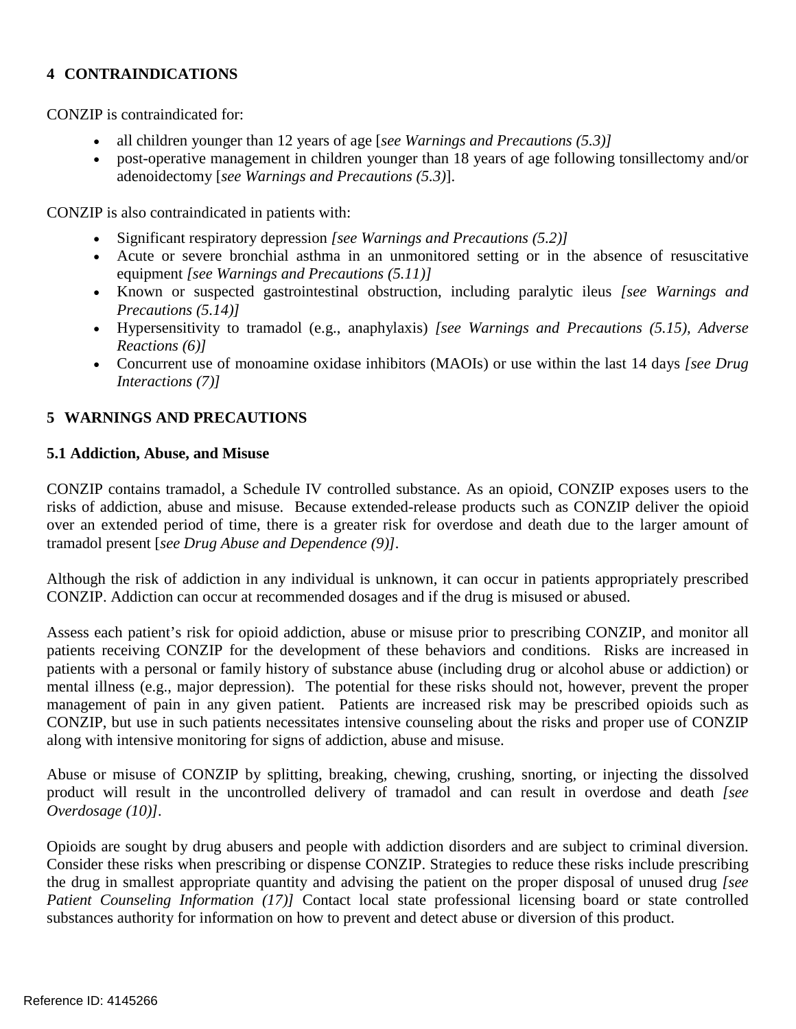## 4 CONTRAINDICATIONS

CONZIP is contraindicated for:

- all children younger than 12 years of age [*see Warnings and Precautions (5.3)]*
- post-operative management in children younger than 18 years of age following tonsillectomy and/or adenoidectomy [*see Warnings and Precautions (5.3)*].

CONZIP is also contraindicated in patients with:

- Significant respiratory depression *[see Warnings and Precautions (5.2)]*
- Acute or severe bronchial asthma in an unmonitored setting or in the absence of resuscitative equipment *[see Warnings and Precautions (5.11)]*
- Known or suspected gastrointestinal obstruction, including paralytic ileus *[see Warnings and Precautions (5.14)]*
- Hypersensitivity to tramadol (e.g., anaphylaxis) *[see Warnings and Precautions (5.15), Adverse Reactions (6)]*
- Concurrent use of monoamine oxidase inhibitors (MAOIs) or use within the last 14 days *[see Drug Interactions (7)]*

## 5 WARNINGS AND PRECAUTIONS

### 5.1 Addiction, Abuse, and Misuse

CONZIP contains tramadol, a Schedule IV controlled substance. As an opioid, CONZIP exposes users to the risks of addiction, abuse and misuse. Because extended-release products such as CONZIP deliver the opioid over an extended period of time, there is a greater risk for overdose and death due to the larger amount of tramadol present [*see Drug Abuse and Dependence (9)]*.

Although the risk of addiction in any individual is unknown, it can occur in patients appropriately prescribed CONZIP. Addiction can occur at recommended dosages and if the drug is misused or abused.

Assess each patient's risk for opioid addiction, abuse or misuse prior to prescribing CONZIP, and monitor all patients receiving CONZIP for the development of these behaviors and conditions. Risks are increased in patients with a personal or family history of substance abuse (including drug or alcohol abuse or addiction) or mental illness (e.g., major depression). The potential for these risks should not, however, prevent the proper management of pain in any given patient. Patients are increased risk may be prescribed opioids such as CONZIP, but use in such patients necessitates intensive counseling about the risks and proper use of CONZIP along with intensive monitoring for signs of addiction, abuse and misuse.

Abuse or misuse of CONZIP by splitting, breaking, chewing, crushing, snorting, or injecting the dissolved product will result in the uncontrolled delivery of tramadol and can result in overdose and death *[see Overdosage (10)]*.

Opioids are sought by drug abusers and people with addiction disorders and are subject to criminal diversion. Consider these risks when prescribing or dispense CONZIP. Strategies to reduce these risks include prescribing the drug in smallest appropriate quantity and advising the patient on the proper disposal of unused drug *[see Patient Counseling Information (17)]* Contact local state professional licensing board or state controlled substances authority for information on how to prevent and detect abuse or diversion of this product.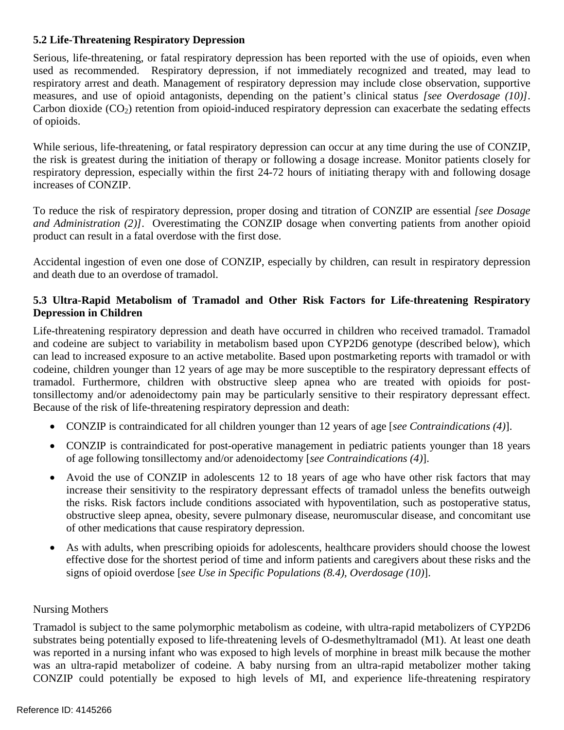### 5.2 Life-Threatening Respiratory Depression

Serious, life-threatening, or fatal respiratory depression has been reported with the use of opioids, even when used as recommended. Respiratory depression, if not immediately recognized and treated, may lead to respiratory arrest and death. Management of respiratory depression may include close observation, supportive measures, and use of opioid antagonists, depending on the patient's clinical status *[see Overdosage (10)]*. Carbon dioxide ($CO_2$) retention from opioid-induced respiratory depression can exacerbate the sedating effects of opioids.

While serious, life-threatening, or fatal respiratory depression can occur at any time during the use of CONZIP, the risk is greatest during the initiation of therapy or following a dosage increase. Monitor patients closely for respiratory depression, especially within the first 24-72 hours of initiating therapy with and following dosage increases of CONZIP.

To reduce the risk of respiratory depression, proper dosing and titration of CONZIP are essential *[see Dosage and Administration (2)]*. Overestimating the CONZIP dosage when converting patients from another opioid product can result in a fatal overdose with the first dose.

Accidental ingestion of even one dose of CONZIP, especially by children, can result in respiratory depression and death due to an overdose of tramadol.

### 5.3 Ultra-Rapid Metabolism of Tramadol and Other Risk Factors for Life-threatening Respiratory Depression in Children

Life-threatening respiratory depression and death have occurred in children who received tramadol. Tramadol and codeine are subject to variability in metabolism based upon CYP2D6 genotype (described below), which can lead to increased exposure to an active metabolite. Based upon postmarketing reports with tramadol or with codeine, children younger than 12 years of age may be more susceptible to the respiratory depressant effects of tramadol. Furthermore, children with obstructive sleep apnea who are treated with opioids for post-tonsillectomy and/or adenoidectomy pain may be particularly sensitive to their respiratory depressant effect. Because of the risk of life-threatening respiratory depression and death:

- CONZIP is contraindicated for all children younger than 12 years of age [*see Contraindications (4)*].
- CONZIP is contraindicated for post-operative management in pediatric patients younger than 18 years of age following tonsillectomy and/or adenoidectomy [*see Contraindications (4)*].
- Avoid the use of CONZIP in adolescents 12 to 18 years of age who have other risk factors that may increase their sensitivity to the respiratory depressant effects of tramadol unless the benefits outweigh the risks. Risk factors include conditions associated with hypoventilation, such as postoperative status, obstructive sleep apnea, obesity, severe pulmonary disease, neuromuscular disease, and concomitant use of other medications that cause respiratory depression.
- As with adults, when prescribing opioids for adolescents, healthcare providers should choose the lowest effective dose for the shortest period of time and inform patients and caregivers about these risks and the signs of opioid overdose [*see Use in Specific Populations (8.4), Overdosage (10)*].

Nursing Mothers

Tramadol is subject to the same polymorphic metabolism as codeine, with ultra-rapid metabolizers of CYP2D6 substrates being potentially exposed to life-threatening levels of O-desmethyltramadol (M1). At least one death was reported in a nursing infant who was exposed to high levels of morphine in breast milk because the mother was an ultra-rapid metabolizer of codeine. A baby nursing from an ultra-rapid metabolizer mother taking CONZIP could potentially be exposed to high levels of MI, and experience life-threatening respiratory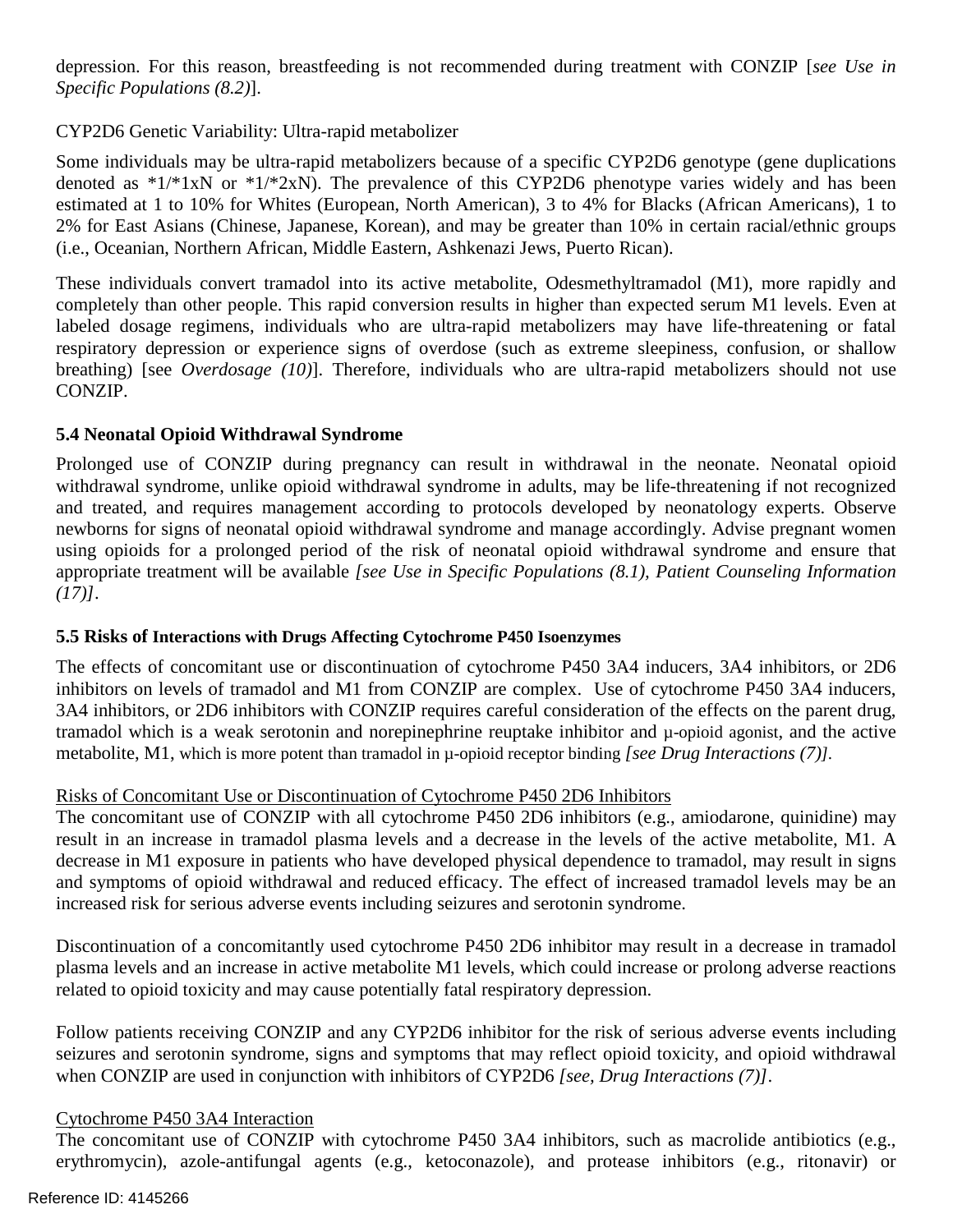depression. For this reason, breastfeeding is not recommended during treatment with CONZIP [*see Use in Specific Populations (8.2)*].

CYP2D6 Genetic Variability: Ultra-rapid metabolizer

Some individuals may be ultra-rapid metabolizers because of a specific CYP2D6 genotype (gene duplications denoted as *1/*1xN or *1/*2xN). The prevalence of this CYP2D6 phenotype varies widely and has been estimated at 1 to 10% for Whites (European, North American), 3 to 4% for Blacks (African Americans), 1 to 2% for East Asians (Chinese, Japanese, Korean), and may be greater than 10% in certain racial/ethnic groups (i.e., Oceanian, Northern African, Middle Eastern, Ashkenazi Jews, Puerto Rican).

These individuals convert tramadol into its active metabolite, Odesmethyltramadol (M1), more rapidly and completely than other people. This rapid conversion results in higher than expected serum M1 levels. Even at labeled dosage regimens, individuals who are ultra-rapid metabolizers may have life-threatening or fatal respiratory depression or experience signs of overdose (such as extreme sleepiness, confusion, or shallow breathing) [see *Overdosage (10)*]. Therefore, individuals who are ultra-rapid metabolizers should not use CONZIP.

### 5.4 Neonatal Opioid Withdrawal Syndrome

Prolonged use of CONZIP during pregnancy can result in withdrawal in the neonate. Neonatal opioid withdrawal syndrome, unlike opioid withdrawal syndrome in adults, may be life-threatening if not recognized and treated, and requires management according to protocols developed by neonatology experts. Observe newborns for signs of neonatal opioid withdrawal syndrome and manage accordingly. Advise pregnant women using opioids for a prolonged period of the risk of neonatal opioid withdrawal syndrome and ensure that appropriate treatment will be available *[see Use in Specific Populations (8.1), Patient Counseling Information (17)]*.

### 5.5 Risks of Interactions with Drugs Affecting Cytochrome P450 Isoenzymes

The effects of concomitant use or discontinuation of cytochrome P450 3A4 inducers, 3A4 inhibitors, or 2D6 inhibitors on levels of tramadol and M1 from CONZIP are complex. Use of cytochrome P450 3A4 inducers, 3A4 inhibitors, or 2D6 inhibitors with CONZIP requires careful consideration of the effects on the parent drug, tramadol which is a weak serotonin and norepinephrine reuptake inhibitor and μ-opioid agonist, and the active metabolite, M1, which is more potent than tramadol in μ-opioid receptor binding *[see Drug Interactions (7)]*.

Risks of Concomitant Use or Discontinuation of Cytochrome P450 2D6 Inhibitors

The concomitant use of CONZIP with all cytochrome P450 2D6 inhibitors (e.g., amiodarone, quinidine) may result in an increase in tramadol plasma levels and a decrease in the levels of the active metabolite, M1. A decrease in M1 exposure in patients who have developed physical dependence to tramadol, may result in signs and symptoms of opioid withdrawal and reduced efficacy. The effect of increased tramadol levels may be an increased risk for serious adverse events including seizures and serotonin syndrome.

Discontinuation of a concomitantly used cytochrome P450 2D6 inhibitor may result in a decrease in tramadol plasma levels and an increase in active metabolite M1 levels, which could increase or prolong adverse reactions related to opioid toxicity and may cause potentially fatal respiratory depression.

Follow patients receiving CONZIP and any CYP2D6 inhibitor for the risk of serious adverse events including seizures and serotonin syndrome, signs and symptoms that may reflect opioid toxicity, and opioid withdrawal when CONZIP are used in conjunction with inhibitors of CYP2D6 *[see, Drug Interactions (7)]*.

Cytochrome P450 3A4 Interaction

The concomitant use of CONZIP with cytochrome P450 3A4 inhibitors, such as macrolide antibiotics (e.g., erythromycin), azole-antifungal agents (e.g., ketoconazole), and protease inhibitors (e.g., ritonavir) or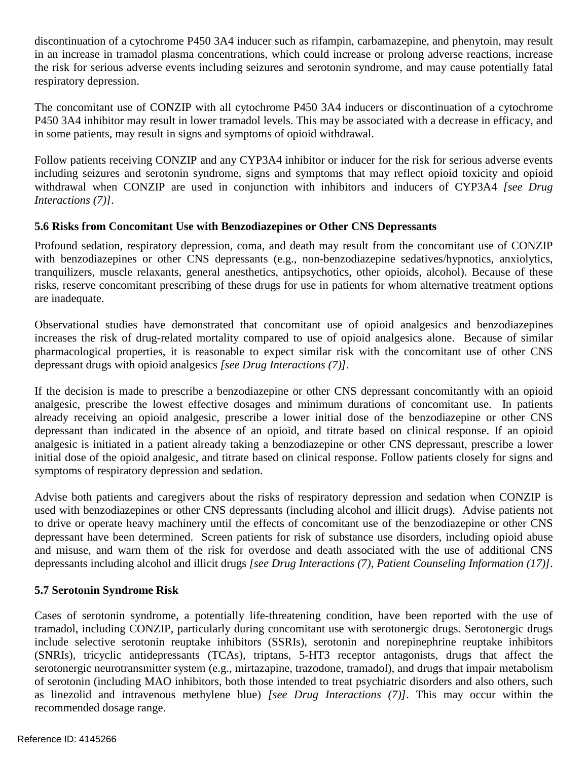discontinuation of a cytochrome P450 3A4 inducer such as rifampin, carbamazepine, and phenytoin, may result in an increase in tramadol plasma concentrations, which could increase or prolong adverse reactions, increase the risk for serious adverse events including seizures and serotonin syndrome, and may cause potentially fatal respiratory depression.

The concomitant use of CONZIP with all cytochrome P450 3A4 inducers or discontinuation of a cytochrome P450 3A4 inhibitor may result in lower tramadol levels. This may be associated with a decrease in efficacy, and in some patients, may result in signs and symptoms of opioid withdrawal.

Follow patients receiving CONZIP and any CYP3A4 inhibitor or inducer for the risk for serious adverse events including seizures and serotonin syndrome, signs and symptoms that may reflect opioid toxicity and opioid withdrawal when CONZIP are used in conjunction with inhibitors and inducers of CYP3A4 *[see Drug Interactions (7)]*.

### 5.6 Risks from Concomitant Use with Benzodiazepines or Other CNS Depressants

Profound sedation, respiratory depression, coma, and death may result from the concomitant use of CONZIP with benzodiazepines or other CNS depressants (e.g., non-benzodiazepine sedatives/hypnotics, anxiolytics, tranquilizers, muscle relaxants, general anesthetics, antipsychotics, other opioids, alcohol). Because of these risks, reserve concomitant prescribing of these drugs for use in patients for whom alternative treatment options are inadequate.

Observational studies have demonstrated that concomitant use of opioid analgesics and benzodiazepines increases the risk of drug-related mortality compared to use of opioid analgesics alone. Because of similar pharmacological properties, it is reasonable to expect similar risk with the concomitant use of other CNS depressant drugs with opioid analgesics *[see Drug Interactions (7)]*.

If the decision is made to prescribe a benzodiazepine or other CNS depressant concomitantly with an opioid analgesic, prescribe the lowest effective dosages and minimum durations of concomitant use. In patients already receiving an opioid analgesic, prescribe a lower initial dose of the benzodiazepine or other CNS depressant than indicated in the absence of an opioid, and titrate based on clinical response. If an opioid analgesic is initiated in a patient already taking a benzodiazepine or other CNS depressant, prescribe a lower initial dose of the opioid analgesic, and titrate based on clinical response. Follow patients closely for signs and symptoms of respiratory depression and sedation.

Advise both patients and caregivers about the risks of respiratory depression and sedation when CONZIP is used with benzodiazepines or other CNS depressants (including alcohol and illicit drugs). Advise patients not to drive or operate heavy machinery until the effects of concomitant use of the benzodiazepine or other CNS depressant have been determined. Screen patients for risk of substance use disorders, including opioid abuse and misuse, and warn them of the risk for overdose and death associated with the use of additional CNS depressants including alcohol and illicit drugs *[see Drug Interactions (7), Patient Counseling Information (17)]*.

### 5.7 Serotonin Syndrome Risk

Cases of serotonin syndrome, a potentially life-threatening condition, have been reported with the use of tramadol, including CONZIP, particularly during concomitant use with serotonergic drugs. Serotonergic drugs include selective serotonin reuptake inhibitors (SSRIs), serotonin and norepinephrine reuptake inhibitors (SNRIs), tricyclic antidepressants (TCAs), triptans, 5-HT3 receptor antagonists, drugs that affect the serotonergic neurotransmitter system (e.g., mirtazapine, trazodone, tramadol), and drugs that impair metabolism of serotonin (including MAO inhibitors, both those intended to treat psychiatric disorders and also others, such as linezolid and intravenous methylene blue) *[see Drug Interactions (7)]*. This may occur within the recommended dosage range.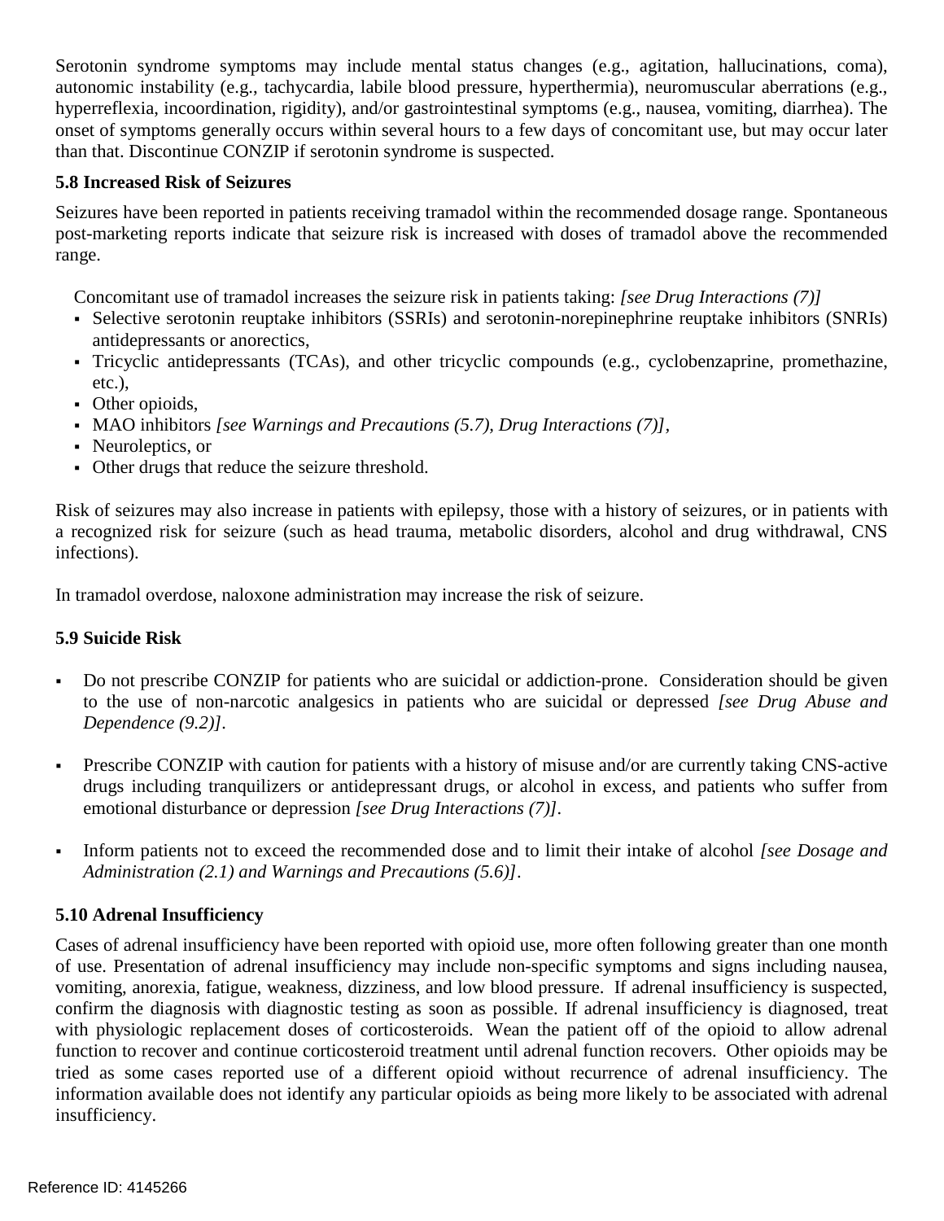Serotonin syndrome symptoms may include mental status changes (e.g., agitation, hallucinations, coma), autonomic instability (e.g., tachycardia, labile blood pressure, hyperthermia), neuromuscular aberrations (e.g., hyperreflexia, incoordination, rigidity), and/or gastrointestinal symptoms (e.g., nausea, vomiting, diarrhea). The onset of symptoms generally occurs within several hours to a few days of concomitant use, but may occur later than that. Discontinue CONZIP if serotonin syndrome is suspected.

### 5.8 Increased Risk of Seizures

Seizures have been reported in patients receiving tramadol within the recommended dosage range. Spontaneous post-marketing reports indicate that seizure risk is increased with doses of tramadol above the recommended range.

Concomitant use of tramadol increases the seizure risk in patients taking: *[see Drug Interactions (7)]*

- Selective serotonin reuptake inhibitors (SSRIs) and serotonin-norepinephrine reuptake inhibitors (SNRIs) antidepressants or anorectics,
- Tricyclic antidepressants (TCAs), and other tricyclic compounds (e.g., cyclobenzaprine, promethazine, etc.),
- Other opioids,
- MAO inhibitors *[see Warnings and Precautions (5.7), Drug Interactions (7)]*,
- Neuroleptics, or
- Other drugs that reduce the seizure threshold.

Risk of seizures may also increase in patients with epilepsy, those with a history of seizures, or in patients with a recognized risk for seizure (such as head trauma, metabolic disorders, alcohol and drug withdrawal, CNS infections).

In tramadol overdose, naloxone administration may increase the risk of seizure.

### 5.9 Suicide Risk

- Do not prescribe CONZIP for patients who are suicidal or addiction-prone. Consideration should be given to the use of non-narcotic analgesics in patients who are suicidal or depressed *[see Drug Abuse and Dependence (9.2)]*.
- Prescribe CONZIP with caution for patients with a history of misuse and/or are currently taking CNS-active drugs including tranquilizers or antidepressant drugs, or alcohol in excess, and patients who suffer from emotional disturbance or depression *[see Drug Interactions (7)]*.
- Inform patients not to exceed the recommended dose and to limit their intake of alcohol *[see Dosage and Administration (2.1) and Warnings and Precautions (5.6)]*.

### 5.10 Adrenal Insufficiency

Cases of adrenal insufficiency have been reported with opioid use, more often following greater than one month of use. Presentation of adrenal insufficiency may include non-specific symptoms and signs including nausea, vomiting, anorexia, fatigue, weakness, dizziness, and low blood pressure. If adrenal insufficiency is suspected, confirm the diagnosis with diagnostic testing as soon as possible. If adrenal insufficiency is diagnosed, treat with physiologic replacement doses of corticosteroids. Wean the patient off of the opioid to allow adrenal function to recover and continue corticosteroid treatment until adrenal function recovers. Other opioids may be tried as some cases reported use of a different opioid without recurrence of adrenal insufficiency. The information available does not identify any particular opioids as being more likely to be associated with adrenal insufficiency.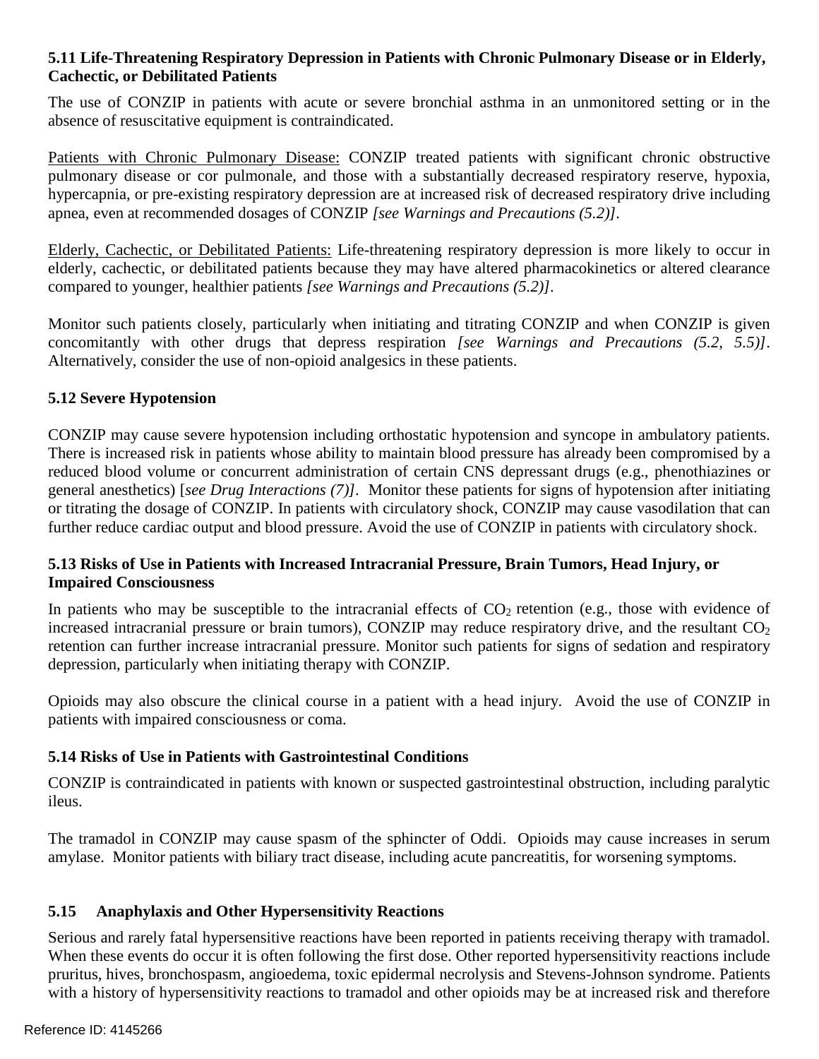### 5.11 Life-Threatening Respiratory Depression in Patients with Chronic Pulmonary Disease or in Elderly, Cachectic, or Debilitated Patients

The use of CONZIP in patients with acute or severe bronchial asthma in an unmonitored setting or in the absence of resuscitative equipment is contraindicated.

Patients with Chronic Pulmonary Disease: CONZIP treated patients with significant chronic obstructive pulmonary disease or cor pulmonale, and those with a substantially decreased respiratory reserve, hypoxia, hypercapnia, or pre-existing respiratory depression are at increased risk of decreased respiratory drive including apnea, even at recommended dosages of CONZIP *[see Warnings and Precautions (5.2)]*.

Elderly, Cachectic, or Debilitated Patients: Life-threatening respiratory depression is more likely to occur in elderly, cachectic, or debilitated patients because they may have altered pharmacokinetics or altered clearance compared to younger, healthier patients *[see Warnings and Precautions (5.2)]*.

Monitor such patients closely, particularly when initiating and titrating CONZIP and when CONZIP is given concomitantly with other drugs that depress respiration *[see Warnings and Precautions (5.2, 5.5)]*. Alternatively, consider the use of non-opioid analgesics in these patients.

### 5.12 Severe Hypotension

CONZIP may cause severe hypotension including orthostatic hypotension and syncope in ambulatory patients. There is increased risk in patients whose ability to maintain blood pressure has already been compromised by a reduced blood volume or concurrent administration of certain CNS depressant drugs (e.g., phenothiazines or general anesthetics) [*see Drug Interactions (7)]*. Monitor these patients for signs of hypotension after initiating or titrating the dosage of CONZIP. In patients with circulatory shock, CONZIP may cause vasodilation that can further reduce cardiac output and blood pressure. Avoid the use of CONZIP in patients with circulatory shock.

### 5.13 Risks of Use in Patients with Increased Intracranial Pressure, Brain Tumors, Head Injury, or Impaired Consciousness

In patients who may be susceptible to the intracranial effects of $CO_2$ retention (e.g., those with evidence of increased intracranial pressure or brain tumors), CONZIP may reduce respiratory drive, and the resultant $CO_2$ retention can further increase intracranial pressure. Monitor such patients for signs of sedation and respiratory depression, particularly when initiating therapy with CONZIP.

Opioids may also obscure the clinical course in a patient with a head injury. Avoid the use of CONZIP in patients with impaired consciousness or coma.

### 5.14 Risks of Use in Patients with Gastrointestinal Conditions

CONZIP is contraindicated in patients with known or suspected gastrointestinal obstruction, including paralytic ileus.

The tramadol in CONZIP may cause spasm of the sphincter of Oddi. Opioids may cause increases in serum amylase. Monitor patients with biliary tract disease, including acute pancreatitis, for worsening symptoms.

### 5.15 Anaphylaxis and Other Hypersensitivity Reactions

Serious and rarely fatal hypersensitive reactions have been reported in patients receiving therapy with tramadol. When these events do occur it is often following the first dose. Other reported hypersensitivity reactions include pruritus, hives, bronchospasm, angioedema, toxic epidermal necrolysis and Stevens-Johnson syndrome. Patients with a history of hypersensitivity reactions to tramadol and other opioids may be at increased risk and therefore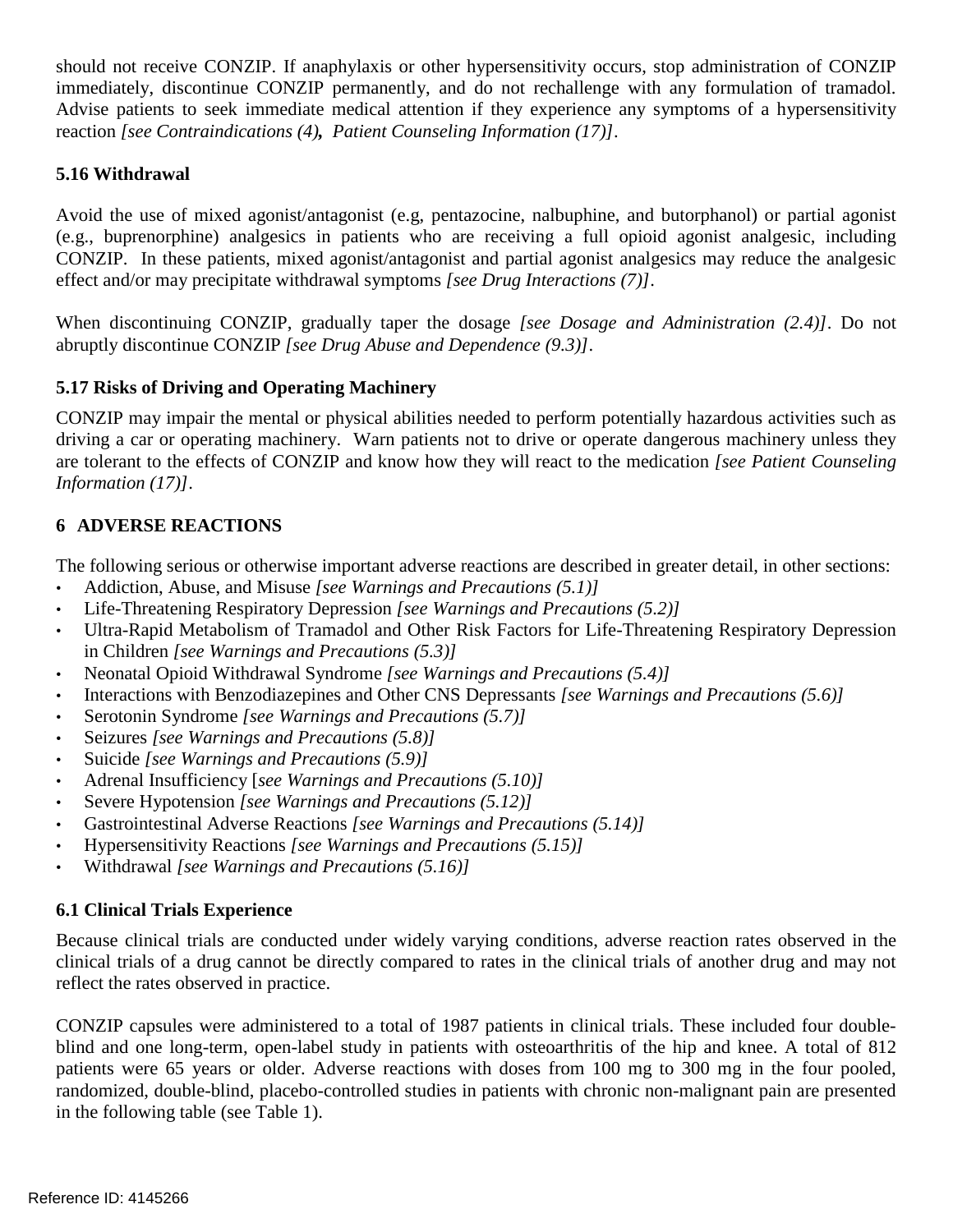should not receive CONZIP. If anaphylaxis or other hypersensitivity occurs, stop administration of CONZIP immediately, discontinue CONZIP permanently, and do not rechallenge with any formulation of tramadol. Advise patients to seek immediate medical attention if they experience any symptoms of a hypersensitivity reaction *[see Contraindications (4), Patient Counseling Information (17)]*.

### 5.16 Withdrawal

Avoid the use of mixed agonist/antagonist (e.g, pentazocine, nalbuphine, and butorphanol) or partial agonist (e.g., buprenorphine) analgesics in patients who are receiving a full opioid agonist analgesic, including CONZIP. In these patients, mixed agonist/antagonist and partial agonist analgesics may reduce the analgesic effect and/or may precipitate withdrawal symptoms *[see Drug Interactions (7)]*.

When discontinuing CONZIP, gradually taper the dosage *[see Dosage and Administration (2.4)]*. Do not abruptly discontinue CONZIP *[see Drug Abuse and Dependence (9.3)]*.

### 5.17 Risks of Driving and Operating Machinery

CONZIP may impair the mental or physical abilities needed to perform potentially hazardous activities such as driving a car or operating machinery. Warn patients not to drive or operate dangerous machinery unless they are tolerant to the effects of CONZIP and know how they will react to the medication *[see Patient Counseling Information (17)]*.

## 6 ADVERSE REACTIONS

The following serious or otherwise important adverse reactions are described in greater detail, in other sections:

- Addiction, Abuse, and Misuse *[see Warnings and Precautions (5.1)]*
- Life-Threatening Respiratory Depression *[see Warnings and Precautions (5.2)]*
- Ultra-Rapid Metabolism of Tramadol and Other Risk Factors for Life-Threatening Respiratory Depression in Children *[see Warnings and Precautions (5.3)]*
- Neonatal Opioid Withdrawal Syndrome *[see Warnings and Precautions (5.4)]*
- Interactions with Benzodiazepines and Other CNS Depressants *[see Warnings and Precautions (5.6)]*
- Serotonin Syndrome *[see Warnings and Precautions (5.7)]*
- Seizures *[see Warnings and Precautions (5.8)]*
- Suicide *[see Warnings and Precautions (5.9)]*
- Adrenal Insufficiency [*see Warnings and Precautions (5.10)]*
- Severe Hypotension *[see Warnings and Precautions (5.12)]*
- Gastrointestinal Adverse Reactions *[see Warnings and Precautions (5.14)]*
- Hypersensitivity Reactions *[see Warnings and Precautions (5.15)]*
- Withdrawal *[see Warnings and Precautions (5.16)]*

### 6.1 Clinical Trials Experience

Because clinical trials are conducted under widely varying conditions, adverse reaction rates observed in the clinical trials of a drug cannot be directly compared to rates in the clinical trials of another drug and may not reflect the rates observed in practice.

CONZIP capsules were administered to a total of 1987 patients in clinical trials. These included four double-blind and one long-term, open-label study in patients with osteoarthritis of the hip and knee. A total of 812 patients were 65 years or older. Adverse reactions with doses from 100 mg to 300 mg in the four pooled, randomized, double-blind, placebo-controlled studies in patients with chronic non-malignant pain are presented in the following table (see Table 1).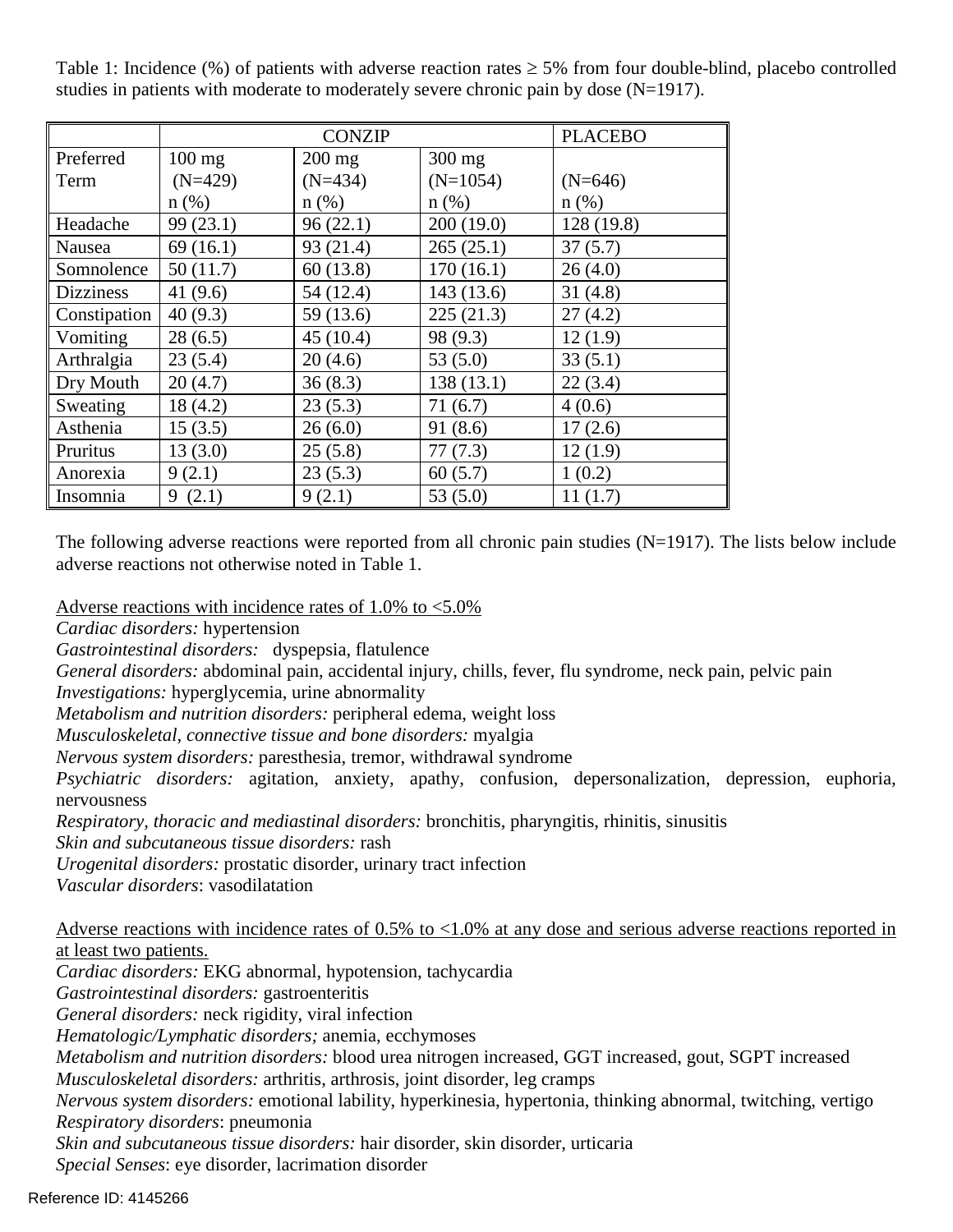Table 1: Incidence (%) of patients with adverse reaction rates ≥ 5% from four double-blind, placebo controlled studies in patients with moderate to moderately severe chronic pain by dose (N=1917).

| | CONZIP | | | PLACEBO |
|---|---|---|---|---|
| Preferred Term | 100 mg (N=429) n (%) | 200 mg (N=434) n (%) | 300 mg (N=1054) n (%) | (N=646) n (%) |
| Headache | 99 (23.1) | 96 (22.1) | 200 (19.0) | 128 (19.8) |
| Nausea | 69 (16.1) | 93 (21.4) | 265 (25.1) | 37 (5.7) |
| Somnolence | 50 (11.7) | 60 (13.8) | 170 (16.1) | 26 (4.0) |
| Dizziness | 41 (9.6) | 54 (12.4) | 143 (13.6) | 31 (4.8) |
| Constipation | 40 (9.3) | 59 (13.6) | 225 (21.3) | 27 (4.2) |
| Vomiting | 28 (6.5) | 45 (10.4) | 98 (9.3) | 12 (1.9) |
| Arthralgia | 23 (5.4) | 20 (4.6) | 53 (5.0) | 33 (5.1) |
| Dry Mouth | 20 (4.7) | 36 (8.3) | 138 (13.1) | 22 (3.4) |
| Sweating | 18 (4.2) | 23 (5.3) | 71 (6.7) | 4 (0.6) |
| Asthenia | 15 (3.5) | 26 (6.0) | 91 (8.6) | 17 (2.6) |
| Pruritus | 13 (3.0) | 25 (5.8) | 77 (7.3) | 12 (1.9) |
| Anorexia | 9 (2.1) | 23 (5.3) | 60 (5.7) | 1 (0.2) |
| Insomnia | 9 (2.1) | 9 (2.1) | 53 (5.0) | 11 (1.7) |

The following adverse reactions were reported from all chronic pain studies (N=1917). The lists below include adverse reactions not otherwise noted in Table 1.

Adverse reactions with incidence rates of 1.0% to <5.0%

*Cardiac disorders:* hypertension
*Gastrointestinal disorders:* dyspepsia, flatulence
*General disorders:* abdominal pain, accidental injury, chills, fever, flu syndrome, neck pain, pelvic pain
*Investigations:* hyperglycemia, urine abnormality
*Metabolism and nutrition disorders:* peripheral edema, weight loss
*Musculoskeletal, connective tissue and bone disorders:* myalgia
*Nervous system disorders:* paresthesia, tremor, withdrawal syndrome
*Psychiatric disorders:* agitation, anxiety, apathy, confusion, depersonalization, depression, euphoria, nervousness
*Respiratory, thoracic and mediastinal disorders:* bronchitis, pharyngitis, rhinitis, sinusitis
*Skin and subcutaneous tissue disorders:* rash
*Urogenital disorders:* prostatic disorder, urinary tract infection
*Vascular disorders*: vasodilatation

Adverse reactions with incidence rates of 0.5% to <1.0% at any dose and serious adverse reactions reported in at least two patients.

*Cardiac disorders:* EKG abnormal, hypotension, tachycardia
*Gastrointestinal disorders:* gastroenteritis
*General disorders:* neck rigidity, viral infection
*Hematologic/Lymphatic disorders;* anemia, ecchymoses
*Metabolism and nutrition disorders:* blood urea nitrogen increased, GGT increased, gout, SGPT increased
*Musculoskeletal disorders:* arthritis, arthrosis, joint disorder, leg cramps
*Nervous system disorders:* emotional lability, hyperkinesia, hypertonia, thinking abnormal, twitching, vertigo
*Respiratory disorders*: pneumonia
*Skin and subcutaneous tissue disorders:* hair disorder, skin disorder, urticaria
*Special Senses*: eye disorder, lacrimation disorder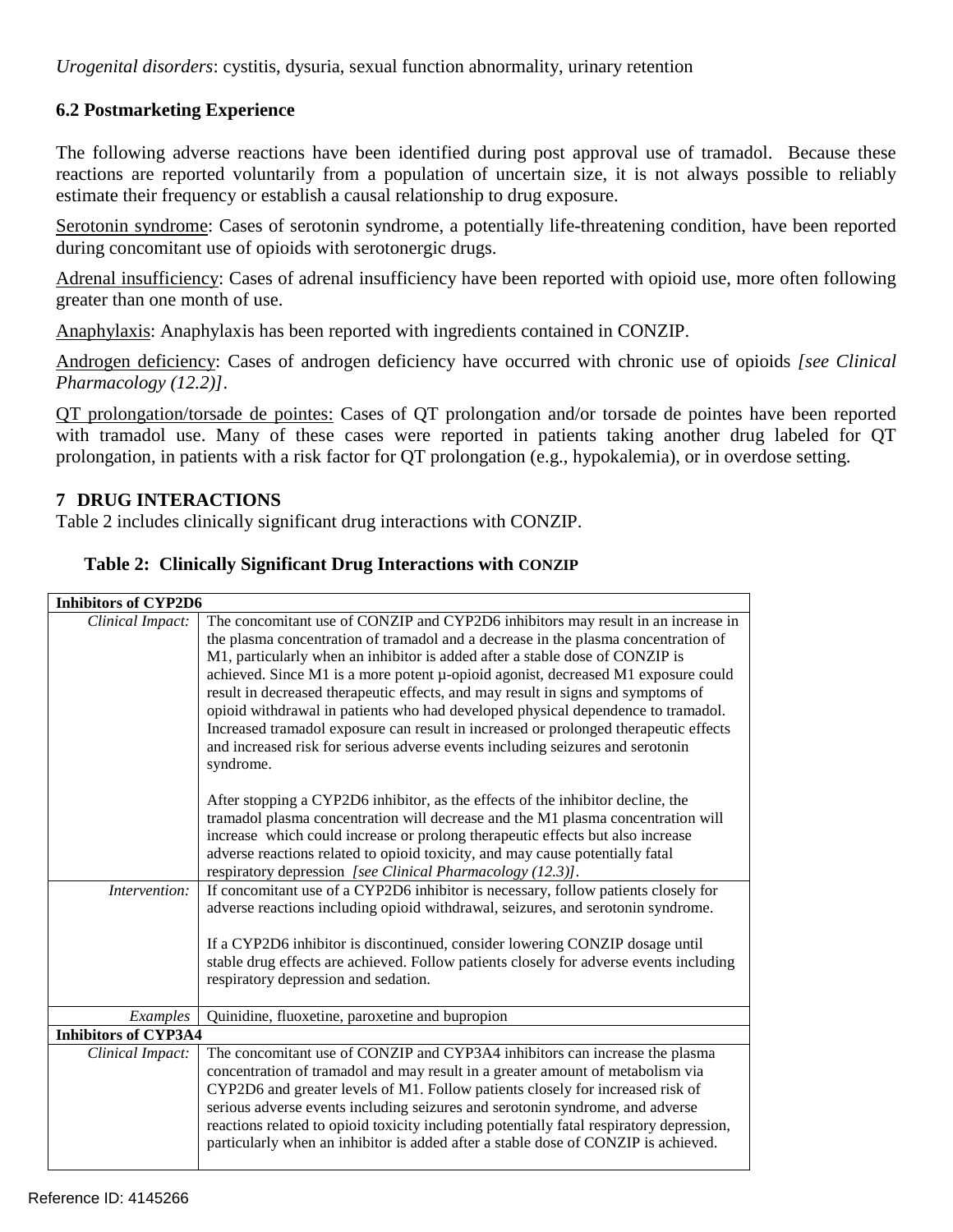*Urogenital disorders*: cystitis, dysuria, sexual function abnormality, urinary retention

### 6.2 Postmarketing Experience

The following adverse reactions have been identified during post approval use of tramadol. Because these reactions are reported voluntarily from a population of uncertain size, it is not always possible to reliably estimate their frequency or establish a causal relationship to drug exposure.

Serotonin syndrome: Cases of serotonin syndrome, a potentially life-threatening condition, have been reported during concomitant use of opioids with serotonergic drugs.

Adrenal insufficiency: Cases of adrenal insufficiency have been reported with opioid use, more often following greater than one month of use.

Anaphylaxis: Anaphylaxis has been reported with ingredients contained in CONZIP.

Androgen deficiency: Cases of androgen deficiency have occurred with chronic use of opioids *[see Clinical Pharmacology (12.2)]*.

QT prolongation/torsade de pointes: Cases of QT prolongation and/or torsade de pointes have been reported with tramadol use. Many of these cases were reported in patients taking another drug labeled for QT prolongation, in patients with a risk factor for QT prolongation (e.g., hypokalemia), or in overdose setting.

## 7 DRUG INTERACTIONS

Table 2 includes clinically significant drug interactions with CONZIP.

**Table 2: Clinically Significant Drug Interactions with CONZIP**

| **Inhibitors of CYP2D6** | |
|---|---|
| *Clinical Impact:* | The concomitant use of CONZIP and CYP2D6 inhibitors may result in an increase in the plasma concentration of tramadol and a decrease in the plasma concentration of M1, particularly when an inhibitor is added after a stable dose of CONZIP is achieved. Since M1 is a more potent μ-opioid agonist, decreased M1 exposure could result in decreased therapeutic effects, and may result in signs and symptoms of opioid withdrawal in patients who had developed physical dependence to tramadol. Increased tramadol exposure can result in increased or prolonged therapeutic effects and increased risk for serious adverse events including seizures and serotonin syndrome.<br><br>After stopping a CYP2D6 inhibitor, as the effects of the inhibitor decline, the tramadol plasma concentration will decrease and the M1 plasma concentration will increase which could increase or prolong therapeutic effects but also increase adverse reactions related to opioid toxicity, and may cause potentially fatal respiratory depression *[see Clinical Pharmacology (12.3)]*. |
| *Intervention:* | If concomitant use of a CYP2D6 inhibitor is necessary, follow patients closely for adverse reactions including opioid withdrawal, seizures, and serotonin syndrome.<br><br>If a CYP2D6 inhibitor is discontinued, consider lowering CONZIP dosage until stable drug effects are achieved. Follow patients closely for adverse events including respiratory depression and sedation. |
| *Examples* | Quinidine, fluoxetine, paroxetine and bupropion |
| **Inhibitors of CYP3A4** | |
| *Clinical Impact:* | The concomitant use of CONZIP and CYP3A4 inhibitors can increase the plasma concentration of tramadol and may result in a greater amount of metabolism via CYP2D6 and greater levels of M1. Follow patients closely for increased risk of serious adverse events including seizures and serotonin syndrome, and adverse reactions related to opioid toxicity including potentially fatal respiratory depression, particularly when an inhibitor is added after a stable dose of CONZIP is achieved. |

Reference ID: 4145266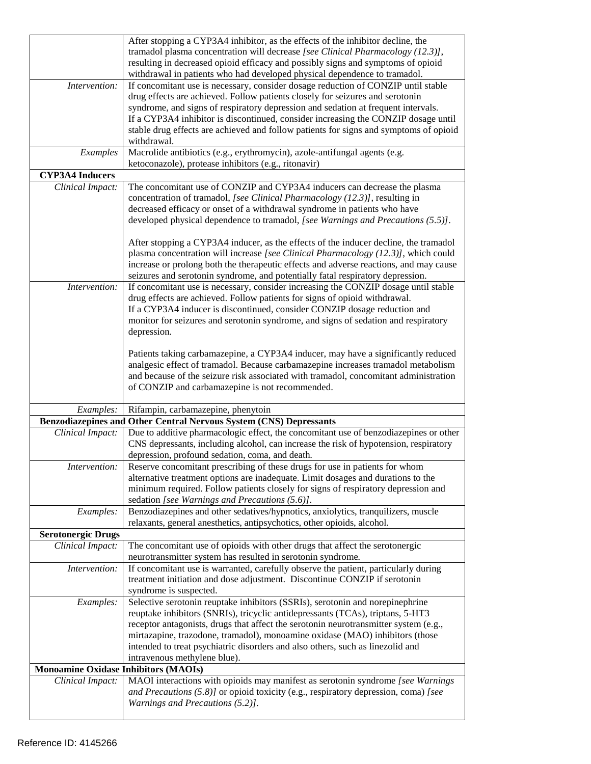| | |
|---|---|
| | After stopping a CYP3A4 inhibitor, as the effects of the inhibitor decline, the tramadol plasma concentration will decrease *[see Clinical Pharmacology (12.3)]*, resulting in decreased opioid efficacy and possibly signs and symptoms of opioid withdrawal in patients who had developed physical dependence to tramadol. |
| *Intervention:* | If concomitant use is necessary, consider dosage reduction of CONZIP until stable drug effects are achieved. Follow patients closely for seizures and serotonin syndrome, and signs of respiratory depression and sedation at frequent intervals. If a CYP3A4 inhibitor is discontinued, consider increasing the CONZIP dosage until stable drug effects are achieved and follow patients for signs and symptoms of opioid withdrawal. |
| *Examples* | Macrolide antibiotics (e.g., erythromycin), azole-antifungal agents (e.g. ketoconazole), protease inhibitors (e.g., ritonavir) |
| **CYP3A4 Inducers** | |
| *Clinical Impact:* | The concomitant use of CONZIP and CYP3A4 inducers can decrease the plasma concentration of tramadol, *[see Clinical Pharmacology (12.3)]*, resulting in decreased efficacy or onset of a withdrawal syndrome in patients who have developed physical dependence to tramadol, *[see Warnings and Precautions (5.5)]*.<br><br>After stopping a CYP3A4 inducer, as the effects of the inducer decline, the tramadol plasma concentration will increase *[see Clinical Pharmacology (12.3)]*, which could increase or prolong both the therapeutic effects and adverse reactions, and may cause seizures and serotonin syndrome, and potentially fatal respiratory depression. |
| *Intervention:* | If concomitant use is necessary, consider increasing the CONZIP dosage until stable drug effects are achieved. Follow patients for signs of opioid withdrawal. If a CYP3A4 inducer is discontinued, consider CONZIP dosage reduction and monitor for seizures and serotonin syndrome, and signs of sedation and respiratory depression.<br><br>Patients taking carbamazepine, a CYP3A4 inducer, may have a significantly reduced analgesic effect of tramadol. Because carbamazepine increases tramadol metabolism and because of the seizure risk associated with tramadol, concomitant administration of CONZIP and carbamazepine is not recommended. |
| *Examples:* | Rifampin, carbamazepine, phenytoin |
| **Benzodiazepines and Other Central Nervous System (CNS) Depressants** | |
| *Clinical Impact:* | Due to additive pharmacologic effect, the concomitant use of benzodiazepines or other CNS depressants, including alcohol, can increase the risk of hypotension, respiratory depression, profound sedation, coma, and death. |
| *Intervention:* | Reserve concomitant prescribing of these drugs for use in patients for whom alternative treatment options are inadequate. Limit dosages and durations to the minimum required. Follow patients closely for signs of respiratory depression and sedation *[see Warnings and Precautions (5.6)]*. |
| *Examples:* | Benzodiazepines and other sedatives/hypnotics, anxiolytics, tranquilizers, muscle relaxants, general anesthetics, antipsychotics, other opioids, alcohol. |
| **Serotonergic Drugs** | |
| *Clinical Impact:* | The concomitant use of opioids with other drugs that affect the serotonergic neurotransmitter system has resulted in serotonin syndrome. |
| *Intervention:* | If concomitant use is warranted, carefully observe the patient, particularly during treatment initiation and dose adjustment. Discontinue CONZIP if serotonin syndrome is suspected. |
| *Examples:* | Selective serotonin reuptake inhibitors (SSRIs), serotonin and norepinephrine reuptake inhibitors (SNRIs), tricyclic antidepressants (TCAs), triptans, 5-HT3 receptor antagonists, drugs that affect the serotonin neurotransmitter system (e.g., mirtazapine, trazodone, tramadol), monoamine oxidase (MAO) inhibitors (those intended to treat psychiatric disorders and also others, such as linezolid and intravenous methylene blue). |
| **Monoamine Oxidase Inhibitors (MAOIs)** | |
| *Clinical Impact:* | MAOI interactions with opioids may manifest as serotonin syndrome *[see Warnings and Precautions (5.8)]* or opioid toxicity (e.g., respiratory depression, coma) *[see Warnings and Precautions (5.2)]*. |

Reference ID: 4145266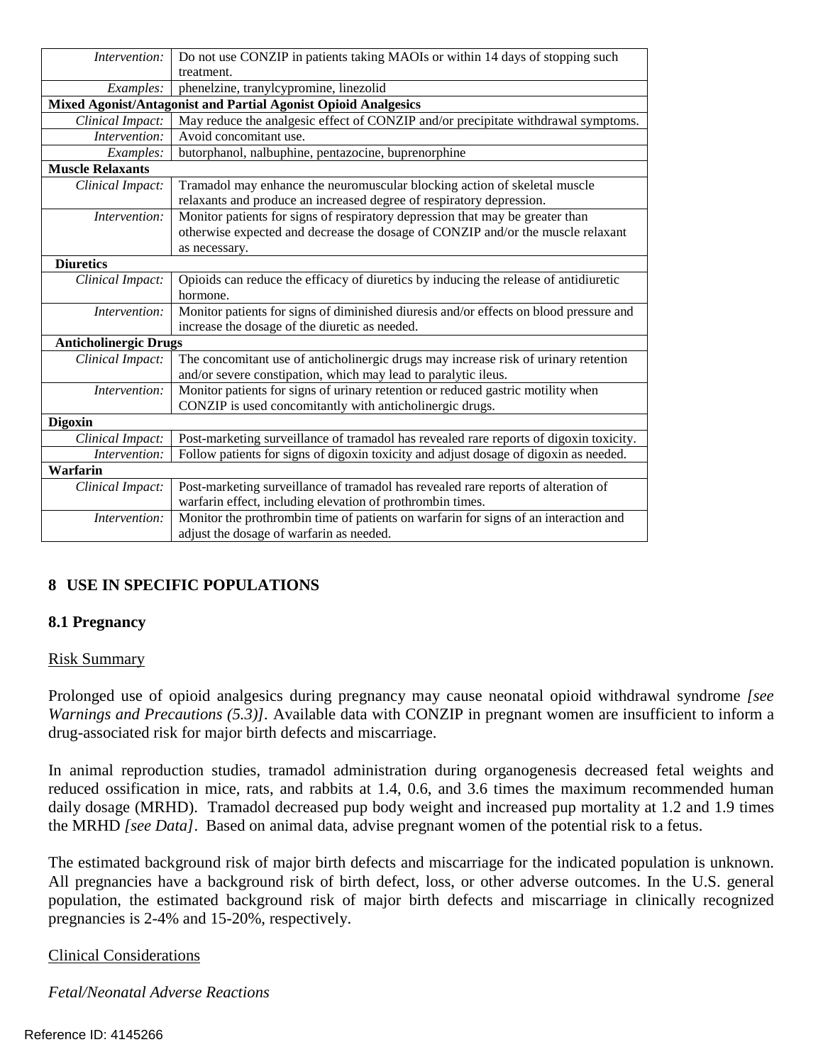| | |
|---|---|
| *Intervention:* | Do not use CONZIP in patients taking MAOIs or within 14 days of stopping such treatment. |
| *Examples:* | phenelzine, tranylcypromine, linezolid |
| **Mixed Agonist/Antagonist and Partial Agonist Opioid Analgesics** | |
| *Clinical Impact:* | May reduce the analgesic effect of CONZIP and/or precipitate withdrawal symptoms. |
| *Intervention:* | Avoid concomitant use. |
| *Examples:* | butorphanol, nalbuphine, pentazocine, buprenorphine |
| **Muscle Relaxants** | |
| *Clinical Impact:* | Tramadol may enhance the neuromuscular blocking action of skeletal muscle relaxants and produce an increased degree of respiratory depression. |
| *Intervention:* | Monitor patients for signs of respiratory depression that may be greater than otherwise expected and decrease the dosage of CONZIP and/or the muscle relaxant as necessary. |
| **Diuretics** | |
| *Clinical Impact:* | Opioids can reduce the efficacy of diuretics by inducing the release of antidiuretic hormone. |
| *Intervention:* | Monitor patients for signs of diminished diuresis and/or effects on blood pressure and increase the dosage of the diuretic as needed. |
| **Anticholinergic Drugs** | |
| *Clinical Impact:* | The concomitant use of anticholinergic drugs may increase risk of urinary retention and/or severe constipation, which may lead to paralytic ileus. |
| *Intervention:* | Monitor patients for signs of urinary retention or reduced gastric motility when CONZIP is used concomitantly with anticholinergic drugs. |
| **Digoxin** | |
| *Clinical Impact:* | Post-marketing surveillance of tramadol has revealed rare reports of digoxin toxicity. |
| *Intervention:* | Follow patients for signs of digoxin toxicity and adjust dosage of digoxin as needed. |
| **Warfarin** | |
| *Clinical Impact:* | Post-marketing surveillance of tramadol has revealed rare reports of alteration of warfarin effect, including elevation of prothrombin times. |
| *Intervention:* | Monitor the prothrombin time of patients on warfarin for signs of an interaction and adjust the dosage of warfarin as needed. |

## 8 USE IN SPECIFIC POPULATIONS

### 8.1 Pregnancy

Risk Summary

Prolonged use of opioid analgesics during pregnancy may cause neonatal opioid withdrawal syndrome *[see Warnings and Precautions (5.3)]*. Available data with CONZIP in pregnant women are insufficient to inform a drug-associated risk for major birth defects and miscarriage.

In animal reproduction studies, tramadol administration during organogenesis decreased fetal weights and reduced ossification in mice, rats, and rabbits at 1.4, 0.6, and 3.6 times the maximum recommended human daily dosage (MRHD). Tramadol decreased pup body weight and increased pup mortality at 1.2 and 1.9 times the MRHD *[see Data]*. Based on animal data, advise pregnant women of the potential risk to a fetus.

The estimated background risk of major birth defects and miscarriage for the indicated population is unknown. All pregnancies have a background risk of birth defect, loss, or other adverse outcomes. In the U.S. general population, the estimated background risk of major birth defects and miscarriage in clinically recognized pregnancies is 2-4% and 15-20%, respectively.

Clinical Considerations

*Fetal/Neonatal Adverse Reactions*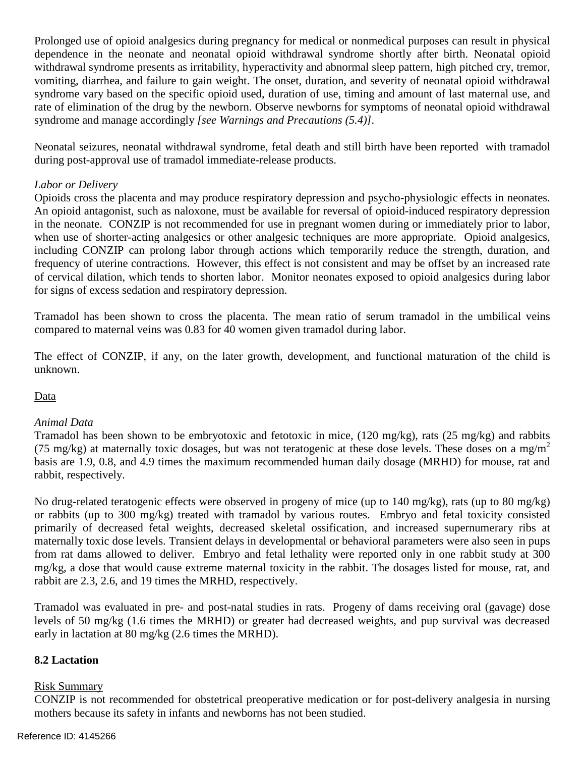Prolonged use of opioid analgesics during pregnancy for medical or nonmedical purposes can result in physical dependence in the neonate and neonatal opioid withdrawal syndrome shortly after birth. Neonatal opioid withdrawal syndrome presents as irritability, hyperactivity and abnormal sleep pattern, high pitched cry, tremor, vomiting, diarrhea, and failure to gain weight. The onset, duration, and severity of neonatal opioid withdrawal syndrome vary based on the specific opioid used, duration of use, timing and amount of last maternal use, and rate of elimination of the drug by the newborn. Observe newborns for symptoms of neonatal opioid withdrawal syndrome and manage accordingly *[see Warnings and Precautions (5.4)]*.

Neonatal seizures, neonatal withdrawal syndrome, fetal death and still birth have been reported with tramadol during post-approval use of tramadol immediate-release products.

*Labor or Delivery*

Opioids cross the placenta and may produce respiratory depression and psycho-physiologic effects in neonates. An opioid antagonist, such as naloxone, must be available for reversal of opioid-induced respiratory depression in the neonate. CONZIP is not recommended for use in pregnant women during or immediately prior to labor, when use of shorter-acting analgesics or other analgesic techniques are more appropriate. Opioid analgesics, including CONZIP can prolong labor through actions which temporarily reduce the strength, duration, and frequency of uterine contractions. However, this effect is not consistent and may be offset by an increased rate of cervical dilation, which tends to shorten labor. Monitor neonates exposed to opioid analgesics during labor for signs of excess sedation and respiratory depression.

Tramadol has been shown to cross the placenta. The mean ratio of serum tramadol in the umbilical veins compared to maternal veins was 0.83 for 40 women given tramadol during labor.

The effect of CONZIP, if any, on the later growth, development, and functional maturation of the child is unknown.

Data

*Animal Data*

Tramadol has been shown to be embryotoxic and fetotoxic in mice, (120 mg/kg), rats (25 mg/kg) and rabbits (75 mg/kg) at maternally toxic dosages, but was not teratogenic at these dose levels. These doses on a mg/$m^2$ basis are 1.9, 0.8, and 4.9 times the maximum recommended human daily dosage (MRHD) for mouse, rat and rabbit, respectively.

No drug-related teratogenic effects were observed in progeny of mice (up to 140 mg/kg), rats (up to 80 mg/kg) or rabbits (up to 300 mg/kg) treated with tramadol by various routes. Embryo and fetal toxicity consisted primarily of decreased fetal weights, decreased skeletal ossification, and increased supernumerary ribs at maternally toxic dose levels. Transient delays in developmental or behavioral parameters were also seen in pups from rat dams allowed to deliver. Embryo and fetal lethality were reported only in one rabbit study at 300 mg/kg, a dose that would cause extreme maternal toxicity in the rabbit. The dosages listed for mouse, rat, and rabbit are 2.3, 2.6, and 19 times the MRHD, respectively.

Tramadol was evaluated in pre- and post-natal studies in rats. Progeny of dams receiving oral (gavage) dose levels of 50 mg/kg (1.6 times the MRHD) or greater had decreased weights, and pup survival was decreased early in lactation at 80 mg/kg (2.6 times the MRHD).

**8.2 Lactation**

Risk Summary

CONZIP is not recommended for obstetrical preoperative medication or for post-delivery analgesia in nursing mothers because its safety in infants and newborns has not been studied.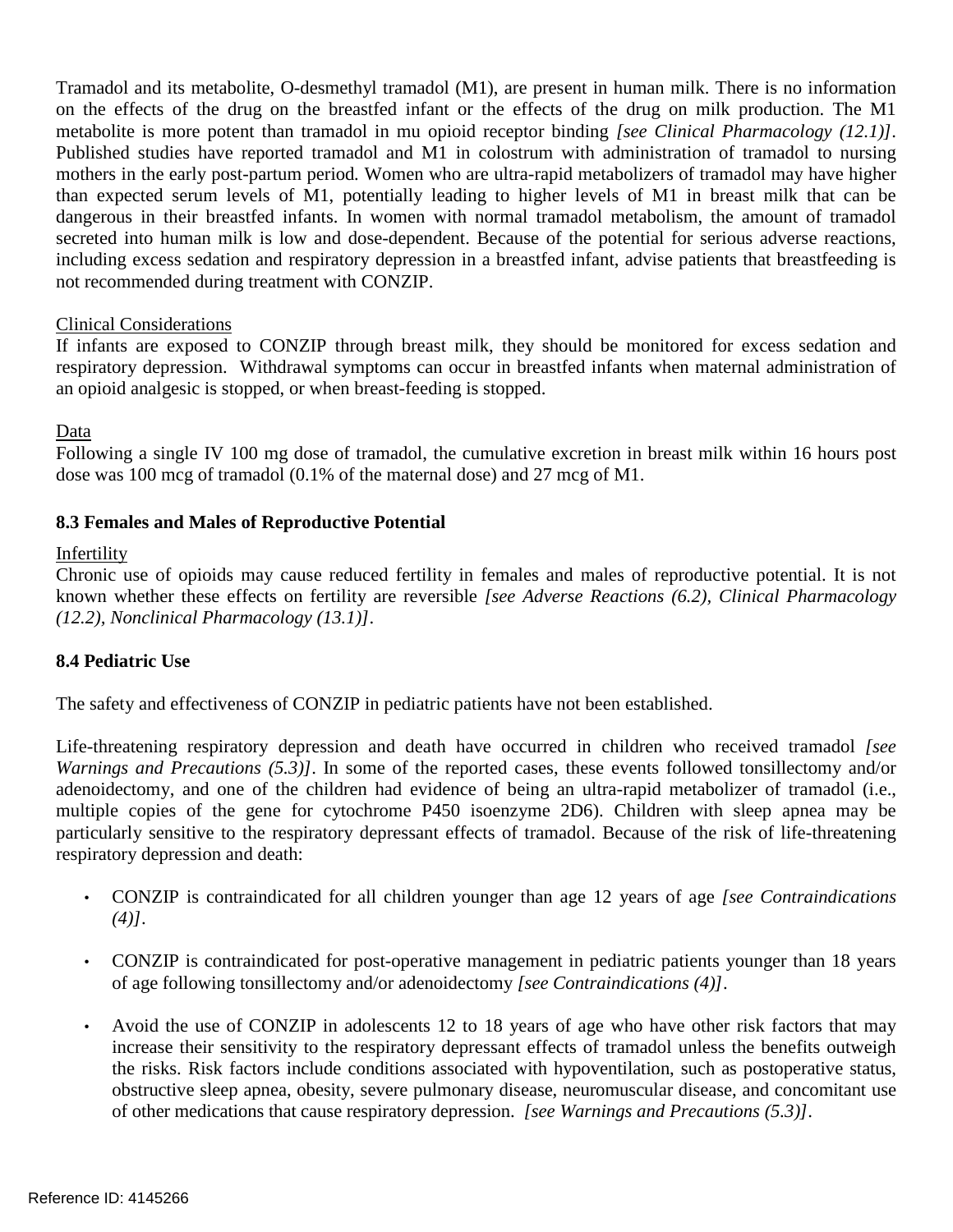Tramadol and its metabolite, O-desmethyl tramadol (M1), are present in human milk. There is no information on the effects of the drug on the breastfed infant or the effects of the drug on milk production. The M1 metabolite is more potent than tramadol in mu opioid receptor binding *[see Clinical Pharmacology (12.1)]*. Published studies have reported tramadol and M1 in colostrum with administration of tramadol to nursing mothers in the early post-partum period. Women who are ultra-rapid metabolizers of tramadol may have higher than expected serum levels of M1, potentially leading to higher levels of M1 in breast milk that can be dangerous in their breastfed infants. In women with normal tramadol metabolism, the amount of tramadol secreted into human milk is low and dose-dependent. Because of the potential for serious adverse reactions, including excess sedation and respiratory depression in a breastfed infant, advise patients that breastfeeding is not recommended during treatment with CONZIP.

Clinical Considerations

If infants are exposed to CONZIP through breast milk, they should be monitored for excess sedation and respiratory depression. Withdrawal symptoms can occur in breastfed infants when maternal administration of an opioid analgesic is stopped, or when breast-feeding is stopped.

Data

Following a single IV 100 mg dose of tramadol, the cumulative excretion in breast milk within 16 hours post dose was 100 mcg of tramadol (0.1% of the maternal dose) and 27 mcg of M1.

### 8.3 Females and Males of Reproductive Potential

Infertility

Chronic use of opioids may cause reduced fertility in females and males of reproductive potential. It is not known whether these effects on fertility are reversible *[see Adverse Reactions (6.2), Clinical Pharmacology (12.2), Nonclinical Pharmacology (13.1)]*.

### 8.4 Pediatric Use

The safety and effectiveness of CONZIP in pediatric patients have not been established.

Life-threatening respiratory depression and death have occurred in children who received tramadol *[see Warnings and Precautions (5.3)]*. In some of the reported cases, these events followed tonsillectomy and/or adenoidectomy, and one of the children had evidence of being an ultra-rapid metabolizer of tramadol (i.e., multiple copies of the gene for cytochrome P450 isoenzyme 2D6). Children with sleep apnea may be particularly sensitive to the respiratory depressant effects of tramadol. Because of the risk of life-threatening respiratory depression and death:

- CONZIP is contraindicated for all children younger than age 12 years of age *[see Contraindications (4)]*.
- CONZIP is contraindicated for post-operative management in pediatric patients younger than 18 years of age following tonsillectomy and/or adenoidectomy *[see Contraindications (4)]*.
- Avoid the use of CONZIP in adolescents 12 to 18 years of age who have other risk factors that may increase their sensitivity to the respiratory depressant effects of tramadol unless the benefits outweigh the risks. Risk factors include conditions associated with hypoventilation, such as postoperative status, obstructive sleep apnea, obesity, severe pulmonary disease, neuromuscular disease, and concomitant use of other medications that cause respiratory depression. *[see Warnings and Precautions (5.3)]*.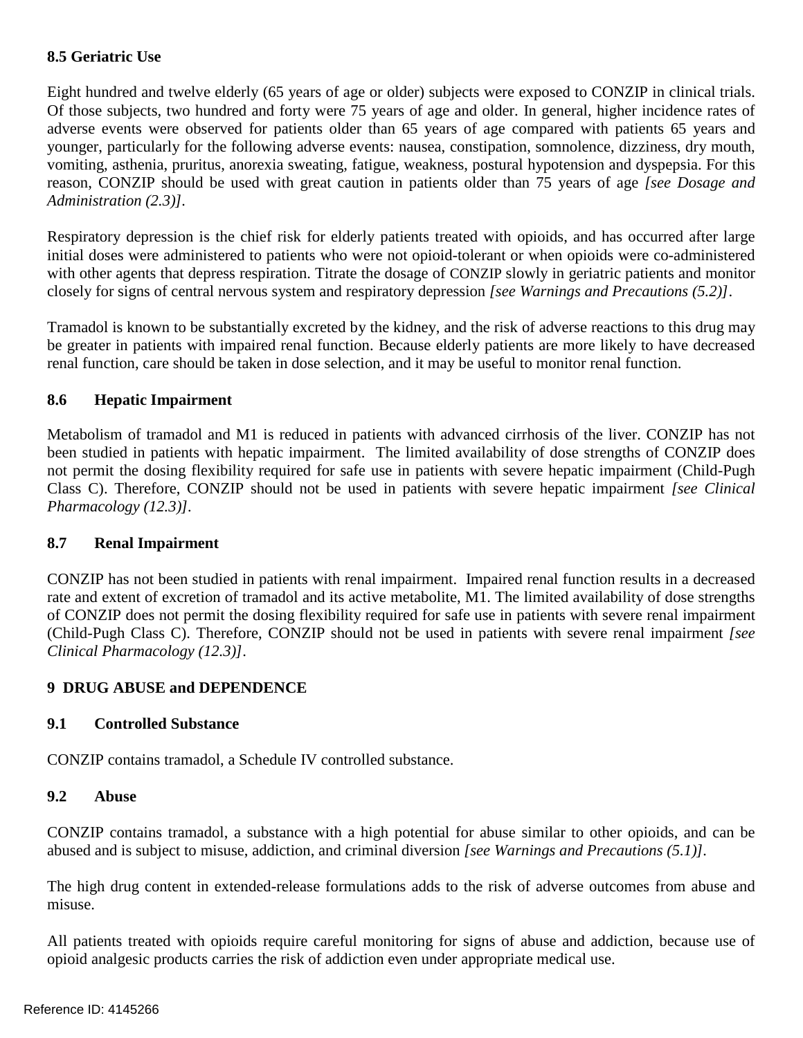### 8.5 Geriatric Use

Eight hundred and twelve elderly (65 years of age or older) subjects were exposed to CONZIP in clinical trials. Of those subjects, two hundred and forty were 75 years of age and older. In general, higher incidence rates of adverse events were observed for patients older than 65 years of age compared with patients 65 years and younger, particularly for the following adverse events: nausea, constipation, somnolence, dizziness, dry mouth, vomiting, asthenia, pruritus, anorexia sweating, fatigue, weakness, postural hypotension and dyspepsia. For this reason, CONZIP should be used with great caution in patients older than 75 years of age *[see Dosage and Administration (2.3)]*.

Respiratory depression is the chief risk for elderly patients treated with opioids, and has occurred after large initial doses were administered to patients who were not opioid-tolerant or when opioids were co-administered with other agents that depress respiration. Titrate the dosage of CONZIP slowly in geriatric patients and monitor closely for signs of central nervous system and respiratory depression *[see Warnings and Precautions (5.2)]*.

Tramadol is known to be substantially excreted by the kidney, and the risk of adverse reactions to this drug may be greater in patients with impaired renal function. Because elderly patients are more likely to have decreased renal function, care should be taken in dose selection, and it may be useful to monitor renal function.

### 8.6 Hepatic Impairment

Metabolism of tramadol and M1 is reduced in patients with advanced cirrhosis of the liver. CONZIP has not been studied in patients with hepatic impairment. The limited availability of dose strengths of CONZIP does not permit the dosing flexibility required for safe use in patients with severe hepatic impairment (Child-Pugh Class C). Therefore, CONZIP should not be used in patients with severe hepatic impairment *[see Clinical Pharmacology (12.3)]*.

### 8.7 Renal Impairment

CONZIP has not been studied in patients with renal impairment. Impaired renal function results in a decreased rate and extent of excretion of tramadol and its active metabolite, M1. The limited availability of dose strengths of CONZIP does not permit the dosing flexibility required for safe use in patients with severe renal impairment (Child-Pugh Class C). Therefore, CONZIP should not be used in patients with severe renal impairment *[see Clinical Pharmacology (12.3)]*.

## 9 DRUG ABUSE and DEPENDENCE

### 9.1 Controlled Substance

CONZIP contains tramadol, a Schedule IV controlled substance.

### 9.2 Abuse

CONZIP contains tramadol, a substance with a high potential for abuse similar to other opioids, and can be abused and is subject to misuse, addiction, and criminal diversion *[see Warnings and Precautions (5.1)]*.

The high drug content in extended-release formulations adds to the risk of adverse outcomes from abuse and misuse.

All patients treated with opioids require careful monitoring for signs of abuse and addiction, because use of opioid analgesic products carries the risk of addiction even under appropriate medical use.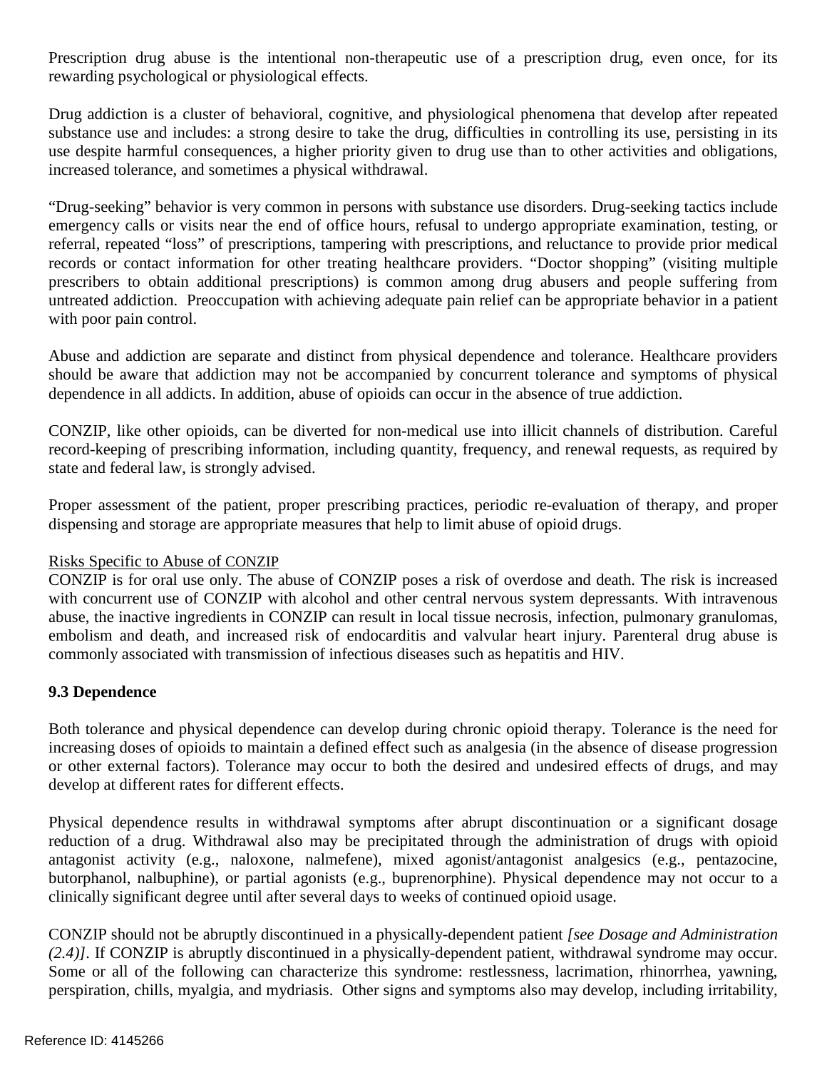Prescription drug abuse is the intentional non-therapeutic use of a prescription drug, even once, for its rewarding psychological or physiological effects.

Drug addiction is a cluster of behavioral, cognitive, and physiological phenomena that develop after repeated substance use and includes: a strong desire to take the drug, difficulties in controlling its use, persisting in its use despite harmful consequences, a higher priority given to drug use than to other activities and obligations, increased tolerance, and sometimes a physical withdrawal.

"Drug-seeking" behavior is very common in persons with substance use disorders. Drug-seeking tactics include emergency calls or visits near the end of office hours, refusal to undergo appropriate examination, testing, or referral, repeated "loss" of prescriptions, tampering with prescriptions, and reluctance to provide prior medical records or contact information for other treating healthcare providers. "Doctor shopping" (visiting multiple prescribers to obtain additional prescriptions) is common among drug abusers and people suffering from untreated addiction. Preoccupation with achieving adequate pain relief can be appropriate behavior in a patient with poor pain control.

Abuse and addiction are separate and distinct from physical dependence and tolerance. Healthcare providers should be aware that addiction may not be accompanied by concurrent tolerance and symptoms of physical dependence in all addicts. In addition, abuse of opioids can occur in the absence of true addiction.

CONZIP, like other opioids, can be diverted for non-medical use into illicit channels of distribution. Careful record-keeping of prescribing information, including quantity, frequency, and renewal requests, as required by state and federal law, is strongly advised.

Proper assessment of the patient, proper prescribing practices, periodic re-evaluation of therapy, and proper dispensing and storage are appropriate measures that help to limit abuse of opioid drugs.

Risks Specific to Abuse of CONZIP

CONZIP is for oral use only. The abuse of CONZIP poses a risk of overdose and death. The risk is increased with concurrent use of CONZIP with alcohol and other central nervous system depressants. With intravenous abuse, the inactive ingredients in CONZIP can result in local tissue necrosis, infection, pulmonary granulomas, embolism and death, and increased risk of endocarditis and valvular heart injury. Parenteral drug abuse is commonly associated with transmission of infectious diseases such as hepatitis and HIV.

### 9.3 Dependence

Both tolerance and physical dependence can develop during chronic opioid therapy. Tolerance is the need for increasing doses of opioids to maintain a defined effect such as analgesia (in the absence of disease progression or other external factors). Tolerance may occur to both the desired and undesired effects of drugs, and may develop at different rates for different effects.

Physical dependence results in withdrawal symptoms after abrupt discontinuation or a significant dosage reduction of a drug. Withdrawal also may be precipitated through the administration of drugs with opioid antagonist activity (e.g., naloxone, nalmefene), mixed agonist/antagonist analgesics (e.g., pentazocine, butorphanol, nalbuphine), or partial agonists (e.g., buprenorphine). Physical dependence may not occur to a clinically significant degree until after several days to weeks of continued opioid usage.

CONZIP should not be abruptly discontinued in a physically-dependent patient *[see Dosage and Administration (2.4)]*. If CONZIP is abruptly discontinued in a physically-dependent patient, withdrawal syndrome may occur. Some or all of the following can characterize this syndrome: restlessness, lacrimation, rhinorrhea, yawning, perspiration, chills, myalgia, and mydriasis. Other signs and symptoms also may develop, including irritability,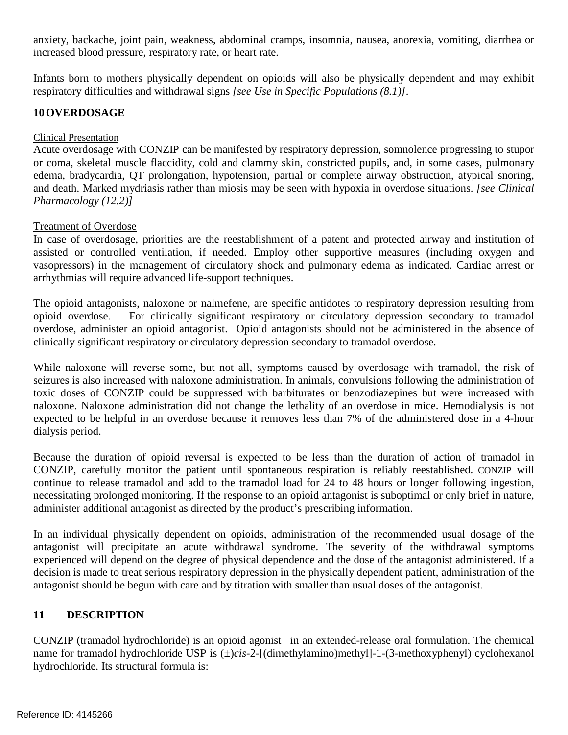anxiety, backache, joint pain, weakness, abdominal cramps, insomnia, nausea, anorexia, vomiting, diarrhea or increased blood pressure, respiratory rate, or heart rate.

Infants born to mothers physically dependent on opioids will also be physically dependent and may exhibit respiratory difficulties and withdrawal signs *[see Use in Specific Populations (8.1)]*.

## 10 OVERDOSAGE

Clinical Presentation

Acute overdosage with CONZIP can be manifested by respiratory depression, somnolence progressing to stupor or coma, skeletal muscle flaccidity, cold and clammy skin, constricted pupils, and, in some cases, pulmonary edema, bradycardia, QT prolongation, hypotension, partial or complete airway obstruction, atypical snoring, and death. Marked mydriasis rather than miosis may be seen with hypoxia in overdose situations. *[see Clinical Pharmacology (12.2)]*

Treatment of Overdose

In case of overdosage, priorities are the reestablishment of a patent and protected airway and institution of assisted or controlled ventilation, if needed. Employ other supportive measures (including oxygen and vasopressors) in the management of circulatory shock and pulmonary edema as indicated. Cardiac arrest or arrhythmias will require advanced life-support techniques.

The opioid antagonists, naloxone or nalmefene, are specific antidotes to respiratory depression resulting from opioid overdose. For clinically significant respiratory or circulatory depression secondary to tramadol overdose, administer an opioid antagonist. Opioid antagonists should not be administered in the absence of clinically significant respiratory or circulatory depression secondary to tramadol overdose.

While naloxone will reverse some, but not all, symptoms caused by overdosage with tramadol, the risk of seizures is also increased with naloxone administration. In animals, convulsions following the administration of toxic doses of CONZIP could be suppressed with barbiturates or benzodiazepines but were increased with naloxone. Naloxone administration did not change the lethality of an overdose in mice. Hemodialysis is not expected to be helpful in an overdose because it removes less than 7% of the administered dose in a 4-hour dialysis period.

Because the duration of opioid reversal is expected to be less than the duration of action of tramadol in CONZIP, carefully monitor the patient until spontaneous respiration is reliably reestablished. CONZIP will continue to release tramadol and add to the tramadol load for 24 to 48 hours or longer following ingestion, necessitating prolonged monitoring. If the response to an opioid antagonist is suboptimal or only brief in nature, administer additional antagonist as directed by the product's prescribing information.

In an individual physically dependent on opioids, administration of the recommended usual dosage of the antagonist will precipitate an acute withdrawal syndrome. The severity of the withdrawal symptoms experienced will depend on the degree of physical dependence and the dose of the antagonist administered. If a decision is made to treat serious respiratory depression in the physically dependent patient, administration of the antagonist should be begun with care and by titration with smaller than usual doses of the antagonist.

## 11 DESCRIPTION

CONZIP (tramadol hydrochloride) is an opioid agonist in an extended-release oral formulation. The chemical name for tramadol hydrochloride USP is (±)*cis*-2-[(dimethylamino)methyl]-1-(3-methoxyphenyl) cyclohexanol hydrochloride. Its structural formula is: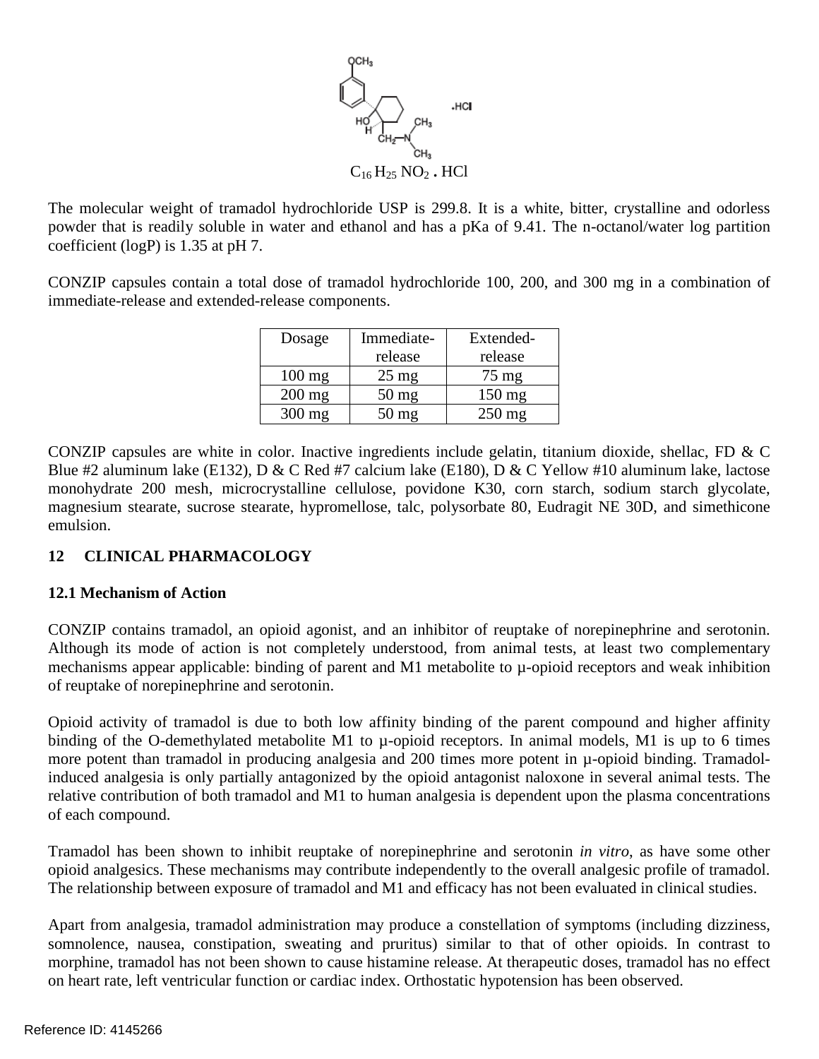$C_{16}H_{25}NO_2$ . HCl

The molecular weight of tramadol hydrochloride USP is 299.8. It is a white, bitter, crystalline and odorless powder that is readily soluble in water and ethanol and has a pKa of 9.41. The n-octanol/water log partition coefficient (logP) is 1.35 at pH 7.

CONZIP capsules contain a total dose of tramadol hydrochloride 100, 200, and 300 mg in a combination of immediate-release and extended-release components.

| Dosage | Immediate-release | Extended-release |
|---|---|---|
| 100 mg | 25 mg | 75 mg |
| 200 mg | 50 mg | 150 mg |
| 300 mg | 50 mg | 250 mg |

CONZIP capsules are white in color. Inactive ingredients include gelatin, titanium dioxide, shellac, FD & C Blue #2 aluminum lake (E132), D & C Red #7 calcium lake (E180), D & C Yellow #10 aluminum lake, lactose monohydrate 200 mesh, microcrystalline cellulose, povidone K30, corn starch, sodium starch glycolate, magnesium stearate, sucrose stearate, hypromellose, talc, polysorbate 80, Eudragit NE 30D, and simethicone emulsion.

## 12 CLINICAL PHARMACOLOGY

### 12.1 Mechanism of Action

CONZIP contains tramadol, an opioid agonist, and an inhibitor of reuptake of norepinephrine and serotonin. Although its mode of action is not completely understood, from animal tests, at least two complementary mechanisms appear applicable: binding of parent and M1 metabolite to µ-opioid receptors and weak inhibition of reuptake of norepinephrine and serotonin.

Opioid activity of tramadol is due to both low affinity binding of the parent compound and higher affinity binding of the O-demethylated metabolite M1 to µ-opioid receptors. In animal models, M1 is up to 6 times more potent than tramadol in producing analgesia and 200 times more potent in µ-opioid binding. Tramadol-induced analgesia is only partially antagonized by the opioid antagonist naloxone in several animal tests. The relative contribution of both tramadol and M1 to human analgesia is dependent upon the plasma concentrations of each compound.

Tramadol has been shown to inhibit reuptake of norepinephrine and serotonin *in vitro*, as have some other opioid analgesics. These mechanisms may contribute independently to the overall analgesic profile of tramadol. The relationship between exposure of tramadol and M1 and efficacy has not been evaluated in clinical studies.

Apart from analgesia, tramadol administration may produce a constellation of symptoms (including dizziness, somnolence, nausea, constipation, sweating and pruritus) similar to that of other opioids. In contrast to morphine, tramadol has not been shown to cause histamine release. At therapeutic doses, tramadol has no effect on heart rate, left ventricular function or cardiac index. Orthostatic hypotension has been observed.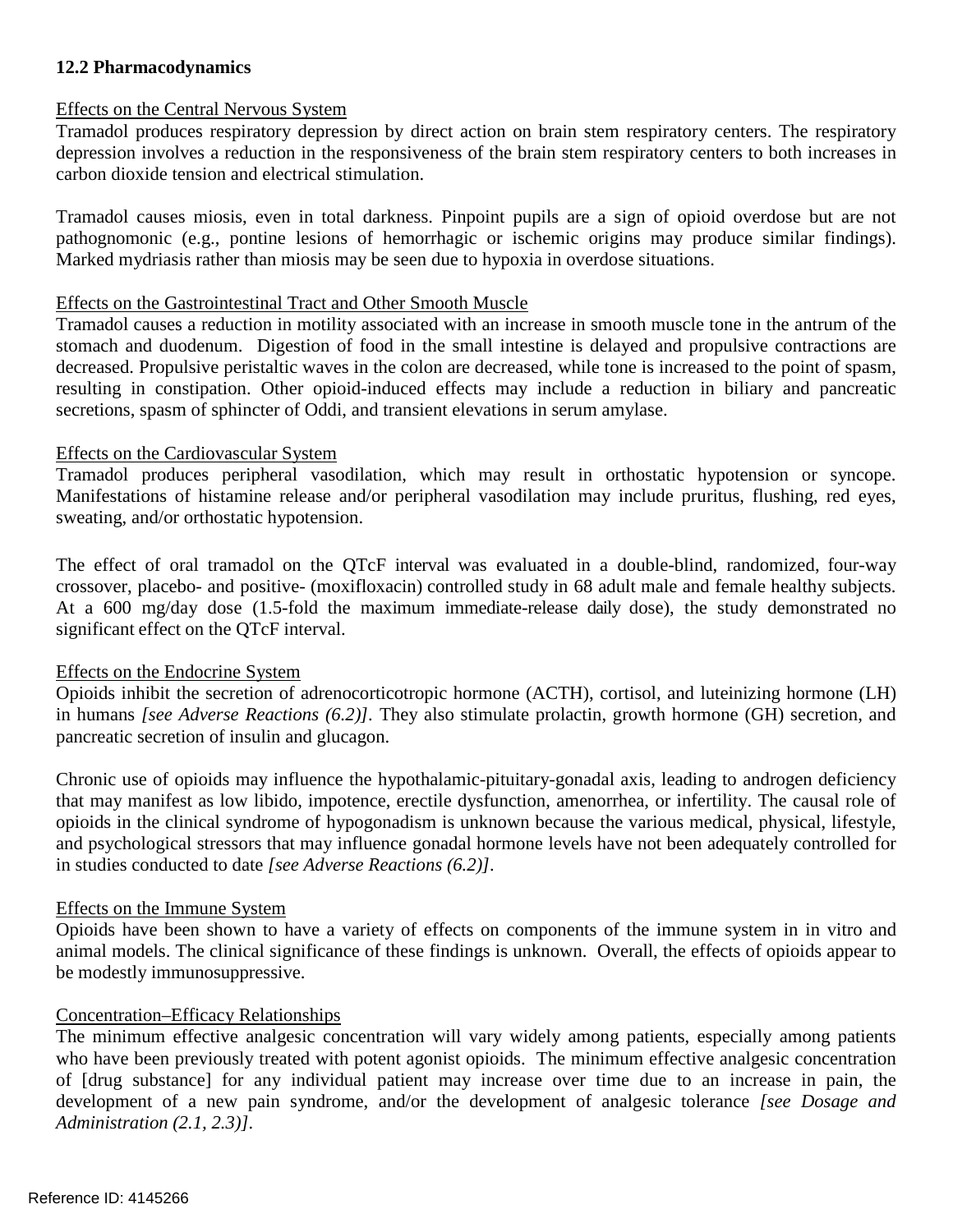### 12.2 Pharmacodynamics

Effects on the Central Nervous System

Tramadol produces respiratory depression by direct action on brain stem respiratory centers. The respiratory depression involves a reduction in the responsiveness of the brain stem respiratory centers to both increases in carbon dioxide tension and electrical stimulation.

Tramadol causes miosis, even in total darkness. Pinpoint pupils are a sign of opioid overdose but are not pathognomonic (e.g., pontine lesions of hemorrhagic or ischemic origins may produce similar findings). Marked mydriasis rather than miosis may be seen due to hypoxia in overdose situations.

Effects on the Gastrointestinal Tract and Other Smooth Muscle

Tramadol causes a reduction in motility associated with an increase in smooth muscle tone in the antrum of the stomach and duodenum. Digestion of food in the small intestine is delayed and propulsive contractions are decreased. Propulsive peristaltic waves in the colon are decreased, while tone is increased to the point of spasm, resulting in constipation. Other opioid-induced effects may include a reduction in biliary and pancreatic secretions, spasm of sphincter of Oddi, and transient elevations in serum amylase.

Effects on the Cardiovascular System

Tramadol produces peripheral vasodilation, which may result in orthostatic hypotension or syncope. Manifestations of histamine release and/or peripheral vasodilation may include pruritus, flushing, red eyes, sweating, and/or orthostatic hypotension.

The effect of oral tramadol on the QTcF interval was evaluated in a double-blind, randomized, four-way crossover, placebo- and positive- (moxifloxacin) controlled study in 68 adult male and female healthy subjects. At a 600 mg/day dose (1.5-fold the maximum immediate-release daily dose), the study demonstrated no significant effect on the QTcF interval.

Effects on the Endocrine System

Opioids inhibit the secretion of adrenocorticotropic hormone (ACTH), cortisol, and luteinizing hormone (LH) in humans *[see Adverse Reactions (6.2)]*. They also stimulate prolactin, growth hormone (GH) secretion, and pancreatic secretion of insulin and glucagon.

Chronic use of opioids may influence the hypothalamic-pituitary-gonadal axis, leading to androgen deficiency that may manifest as low libido, impotence, erectile dysfunction, amenorrhea, or infertility. The causal role of opioids in the clinical syndrome of hypogonadism is unknown because the various medical, physical, lifestyle, and psychological stressors that may influence gonadal hormone levels have not been adequately controlled for in studies conducted to date *[see Adverse Reactions (6.2)]*.

Effects on the Immune System

Opioids have been shown to have a variety of effects on components of the immune system in in vitro and animal models. The clinical significance of these findings is unknown. Overall, the effects of opioids appear to be modestly immunosuppressive.

Concentration–Efficacy Relationships

The minimum effective analgesic concentration will vary widely among patients, especially among patients who have been previously treated with potent agonist opioids. The minimum effective analgesic concentration of [drug substance] for any individual patient may increase over time due to an increase in pain, the development of a new pain syndrome, and/or the development of analgesic tolerance *[see Dosage and Administration (2.1, 2.3)]*.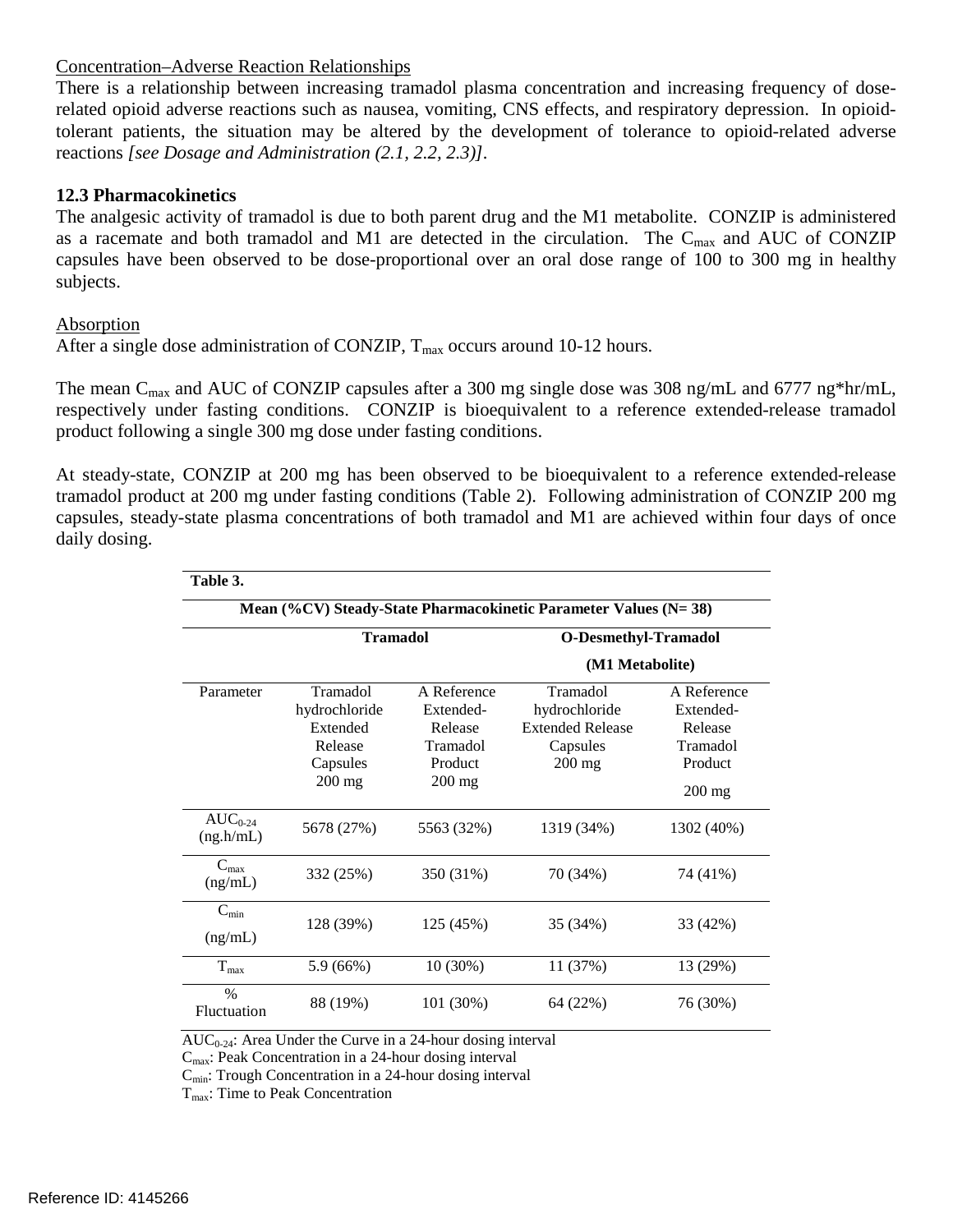Concentration–Adverse Reaction Relationships

There is a relationship between increasing tramadol plasma concentration and increasing frequency of dose-related opioid adverse reactions such as nausea, vomiting, CNS effects, and respiratory depression. In opioid-tolerant patients, the situation may be altered by the development of tolerance to opioid-related adverse reactions *[see Dosage and Administration (2.1, 2.2, 2.3)]*.

### 12.3 Pharmacokinetics

The analgesic activity of tramadol is due to both parent drug and the M1 metabolite. CONZIP is administered as a racemate and both tramadol and M1 are detected in the circulation. The $C_{max}$ and AUC of CONZIP capsules have been observed to be dose-proportional over an oral dose range of 100 to 300 mg in healthy subjects.

Absorption

After a single dose administration of CONZIP, $T_{max}$ occurs around 10-12 hours.

The mean $C_{max}$ and AUC of CONZIP capsules after a 300 mg single dose was 308 ng/mL and 6777 ng*hr/mL, respectively under fasting conditions. CONZIP is bioequivalent to a reference extended-release tramadol product following a single 300 mg dose under fasting conditions.

At steady-state, CONZIP at 200 mg has been observed to be bioequivalent to a reference extended-release tramadol product at 200 mg under fasting conditions (Table 2). Following administration of CONZIP 200 mg capsules, steady-state plasma concentrations of both tramadol and M1 are achieved within four days of once daily dosing.

**Table 3.**

**Mean (%CV) Steady-State Pharmacokinetic Parameter Values (N= 38)**

| | **Tramadol** | | **O-Desmethyl-Tramadol (M1 Metabolite)** | |
|---|---|---|---|---|
| Parameter | Tramadol hydrochloride Extended Release Capsules 200 mg | A Reference Extended-Release Tramadol Product 200 mg | Tramadol hydrochloride Extended Release Capsules 200 mg | A Reference Extended-Release Tramadol Product 200 mg |
| $AUC_{0-24}$ (ng.h/mL) | 5678 (27%) | 5563 (32%) | 1319 (34%) | 1302 (40%) |
| $C_{max}$ (ng/mL) | 332 (25%) | 350 (31%) | 70 (34%) | 74 (41%) |
| $C_{min}$ (ng/mL) | 128 (39%) | 125 (45%) | 35 (34%) | 33 (42%) |
| $T_{max}$ | 5.9 (66%) | 10 (30%) | 11 (37%) | 13 (29%) |
| % Fluctuation | 88 (19%) | 101 (30%) | 64 (22%) | 76 (30%) |

$AUC_{0-24}$: Area Under the Curve in a 24-hour dosing interval
$C_{max}$: Peak Concentration in a 24-hour dosing interval
$C_{min}$: Trough Concentration in a 24-hour dosing interval
$T_{max}$: Time to Peak Concentration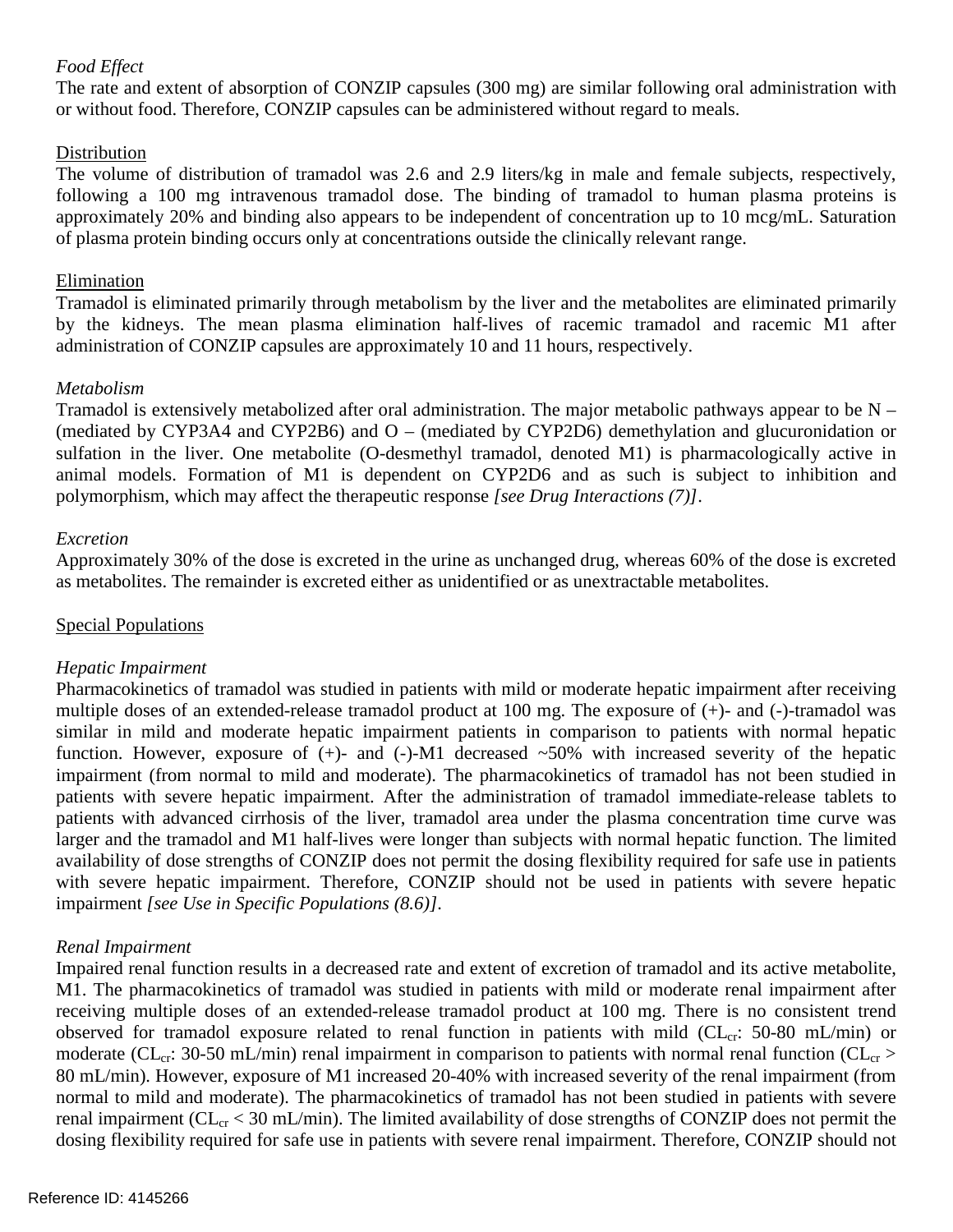*Food Effect*

The rate and extent of absorption of CONZIP capsules (300 mg) are similar following oral administration with or without food. Therefore, CONZIP capsules can be administered without regard to meals.

Distribution

The volume of distribution of tramadol was 2.6 and 2.9 liters/kg in male and female subjects, respectively, following a 100 mg intravenous tramadol dose. The binding of tramadol to human plasma proteins is approximately 20% and binding also appears to be independent of concentration up to 10 mcg/mL. Saturation of plasma protein binding occurs only at concentrations outside the clinically relevant range.

Elimination

Tramadol is eliminated primarily through metabolism by the liver and the metabolites are eliminated primarily by the kidneys. The mean plasma elimination half-lives of racemic tramadol and racemic M1 after administration of CONZIP capsules are approximately 10 and 11 hours, respectively.

*Metabolism*

Tramadol is extensively metabolized after oral administration. The major metabolic pathways appear to be N – (mediated by CYP3A4 and CYP2B6) and O – (mediated by CYP2D6) demethylation and glucuronidation or sulfation in the liver. One metabolite (O-desmethyl tramadol, denoted M1) is pharmacologically active in animal models. Formation of M1 is dependent on CYP2D6 and as such is subject to inhibition and polymorphism, which may affect the therapeutic response *[see Drug Interactions (7)]*.

*Excretion*

Approximately 30% of the dose is excreted in the urine as unchanged drug, whereas 60% of the dose is excreted as metabolites. The remainder is excreted either as unidentified or as unextractable metabolites.

Special Populations

*Hepatic Impairment*

Pharmacokinetics of tramadol was studied in patients with mild or moderate hepatic impairment after receiving multiple doses of an extended-release tramadol product at 100 mg. The exposure of (+)- and (-)-tramadol was similar in mild and moderate hepatic impairment patients in comparison to patients with normal hepatic function. However, exposure of (+)- and (-)-M1 decreased ~50% with increased severity of the hepatic impairment (from normal to mild and moderate). The pharmacokinetics of tramadol has not been studied in patients with severe hepatic impairment. After the administration of tramadol immediate-release tablets to patients with advanced cirrhosis of the liver, tramadol area under the plasma concentration time curve was larger and the tramadol and M1 half-lives were longer than subjects with normal hepatic function. The limited availability of dose strengths of CONZIP does not permit the dosing flexibility required for safe use in patients with severe hepatic impairment. Therefore, CONZIP should not be used in patients with severe hepatic impairment *[see Use in Specific Populations (8.6)]*.

*Renal Impairment*

Impaired renal function results in a decreased rate and extent of excretion of tramadol and its active metabolite, M1. The pharmacokinetics of tramadol was studied in patients with mild or moderate renal impairment after receiving multiple doses of an extended-release tramadol product at 100 mg. There is no consistent trend observed for tramadol exposure related to renal function in patients with mild ($CL_{cr}$: 50-80 mL/min) or moderate ($CL_{cr}$: 30-50 mL/min) renal impairment in comparison to patients with normal renal function ($CL_{cr} >$ 80 mL/min). However, exposure of M1 increased 20-40% with increased severity of the renal impairment (from normal to mild and moderate). The pharmacokinetics of tramadol has not been studied in patients with severe renal impairment ($CL_{cr} < 30$ mL/min). The limited availability of dose strengths of CONZIP does not permit the dosing flexibility required for safe use in patients with severe renal impairment. Therefore, CONZIP should not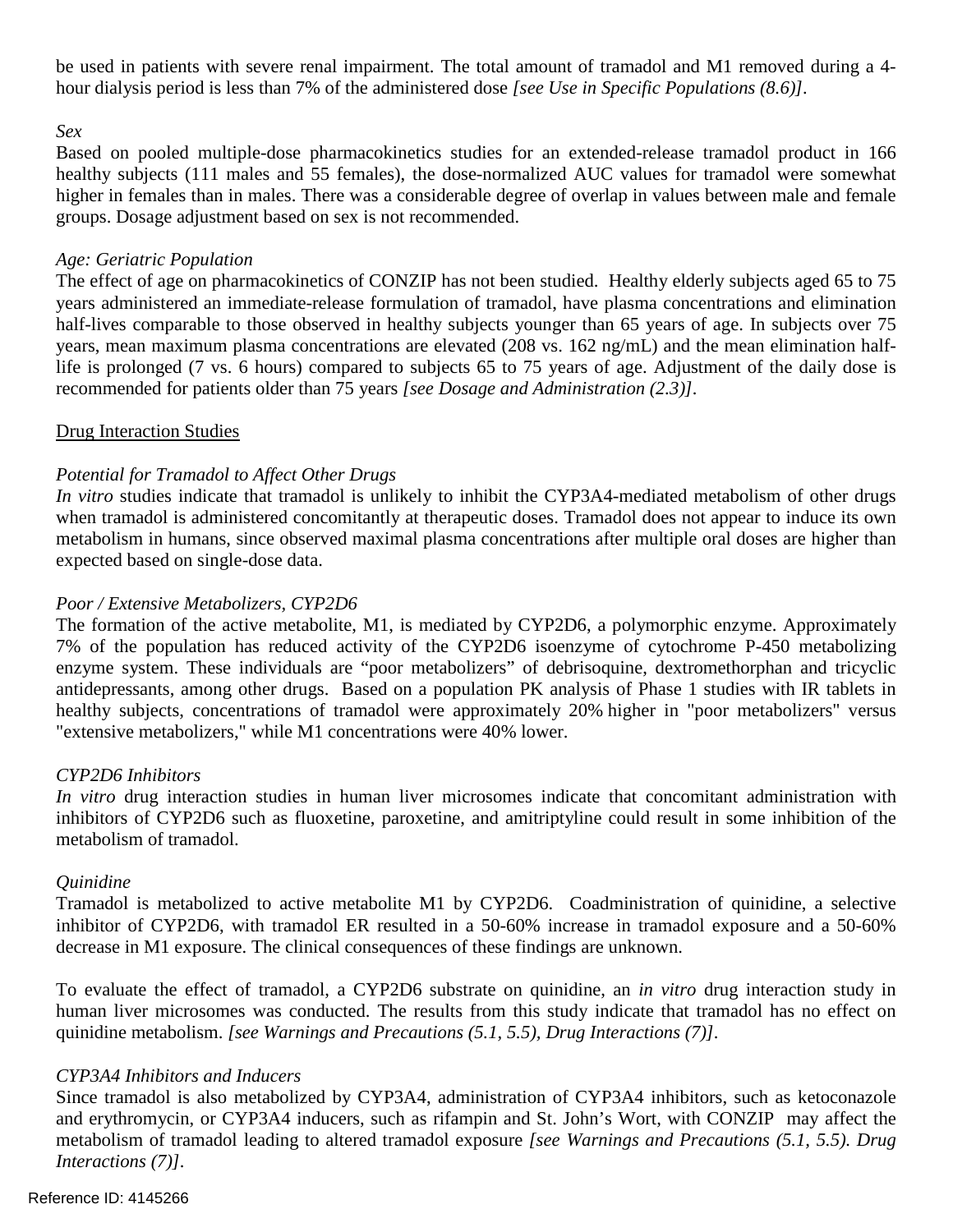be used in patients with severe renal impairment. The total amount of tramadol and M1 removed during a 4-hour dialysis period is less than 7% of the administered dose *[see Use in Specific Populations (8.6)]*.

*Sex*

Based on pooled multiple-dose pharmacokinetics studies for an extended-release tramadol product in 166 healthy subjects (111 males and 55 females), the dose-normalized AUC values for tramadol were somewhat higher in females than in males. There was a considerable degree of overlap in values between male and female groups. Dosage adjustment based on sex is not recommended.

*Age: Geriatric Population*

The effect of age on pharmacokinetics of CONZIP has not been studied. Healthy elderly subjects aged 65 to 75 years administered an immediate-release formulation of tramadol, have plasma concentrations and elimination half-lives comparable to those observed in healthy subjects younger than 65 years of age. In subjects over 75 years, mean maximum plasma concentrations are elevated (208 vs. 162 ng/mL) and the mean elimination half-life is prolonged (7 vs. 6 hours) compared to subjects 65 to 75 years of age. Adjustment of the daily dose is recommended for patients older than 75 years *[see Dosage and Administration (2.3)]*.

Drug Interaction Studies

*Potential for Tramadol to Affect Other Drugs*

*In vitro* studies indicate that tramadol is unlikely to inhibit the CYP3A4-mediated metabolism of other drugs when tramadol is administered concomitantly at therapeutic doses. Tramadol does not appear to induce its own metabolism in humans, since observed maximal plasma concentrations after multiple oral doses are higher than expected based on single-dose data.

*Poor / Extensive Metabolizers, CYP2D6*

The formation of the active metabolite, M1, is mediated by CYP2D6, a polymorphic enzyme. Approximately 7% of the population has reduced activity of the CYP2D6 isoenzyme of cytochrome P-450 metabolizing enzyme system. These individuals are "poor metabolizers" of debrisoquine, dextromethorphan and tricyclic antidepressants, among other drugs. Based on a population PK analysis of Phase 1 studies with IR tablets in healthy subjects, concentrations of tramadol were approximately 20% higher in "poor metabolizers" versus "extensive metabolizers," while M1 concentrations were 40% lower.

*CYP2D6 Inhibitors*

*In vitro* drug interaction studies in human liver microsomes indicate that concomitant administration with inhibitors of CYP2D6 such as fluoxetine, paroxetine, and amitriptyline could result in some inhibition of the metabolism of tramadol.

*Quinidine*

Tramadol is metabolized to active metabolite M1 by CYP2D6. Coadministration of quinidine, a selective inhibitor of CYP2D6, with tramadol ER resulted in a 50-60% increase in tramadol exposure and a 50-60% decrease in M1 exposure. The clinical consequences of these findings are unknown.

To evaluate the effect of tramadol, a CYP2D6 substrate on quinidine, an *in vitro* drug interaction study in human liver microsomes was conducted. The results from this study indicate that tramadol has no effect on quinidine metabolism. *[see Warnings and Precautions (5.1, 5.5), Drug Interactions (7)]*.

*CYP3A4 Inhibitors and Inducers*

Since tramadol is also metabolized by CYP3A4, administration of CYP3A4 inhibitors, such as ketoconazole and erythromycin, or CYP3A4 inducers, such as rifampin and St. John's Wort, with CONZIP may affect the metabolism of tramadol leading to altered tramadol exposure *[see Warnings and Precautions (5.1, 5.5). Drug Interactions (7)]*.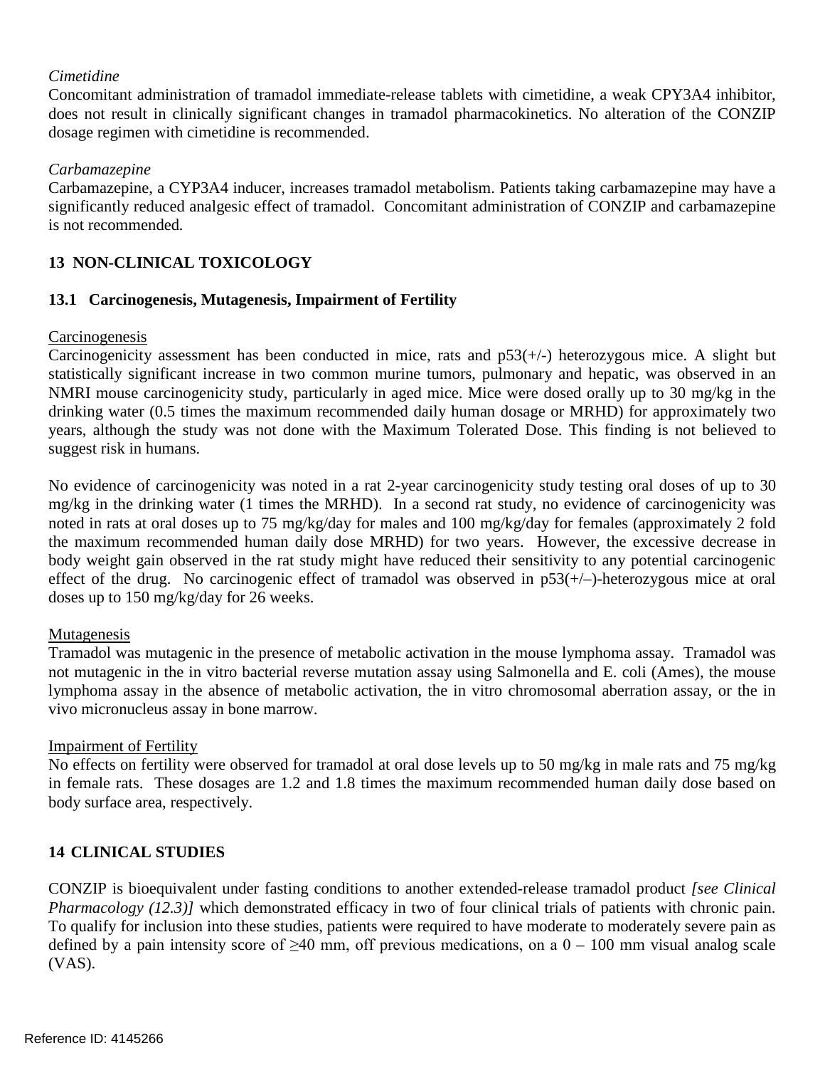*Cimetidine*

Concomitant administration of tramadol immediate-release tablets with cimetidine, a weak CPY3A4 inhibitor, does not result in clinically significant changes in tramadol pharmacokinetics. No alteration of the CONZIP dosage regimen with cimetidine is recommended.

*Carbamazepine*

Carbamazepine, a CYP3A4 inducer, increases tramadol metabolism. Patients taking carbamazepine may have a significantly reduced analgesic effect of tramadol. Concomitant administration of CONZIP and carbamazepine is not recommended.

## 13 NON-CLINICAL TOXICOLOGY

### 13.1 Carcinogenesis, Mutagenesis, Impairment of Fertility

Carcinogenesis

Carcinogenicity assessment has been conducted in mice, rats and p53(+/-) heterozygous mice. A slight but statistically significant increase in two common murine tumors, pulmonary and hepatic, was observed in an NMRI mouse carcinogenicity study, particularly in aged mice. Mice were dosed orally up to 30 mg/kg in the drinking water (0.5 times the maximum recommended daily human dosage or MRHD) for approximately two years, although the study was not done with the Maximum Tolerated Dose. This finding is not believed to suggest risk in humans.

No evidence of carcinogenicity was noted in a rat 2-year carcinogenicity study testing oral doses of up to 30 mg/kg in the drinking water (1 times the MRHD). In a second rat study, no evidence of carcinogenicity was noted in rats at oral doses up to 75 mg/kg/day for males and 100 mg/kg/day for females (approximately 2 fold the maximum recommended human daily dose MRHD) for two years. However, the excessive decrease in body weight gain observed in the rat study might have reduced their sensitivity to any potential carcinogenic effect of the drug. No carcinogenic effect of tramadol was observed in p53(+/–)-heterozygous mice at oral doses up to 150 mg/kg/day for 26 weeks.

Mutagenesis

Tramadol was mutagenic in the presence of metabolic activation in the mouse lymphoma assay. Tramadol was not mutagenic in the in vitro bacterial reverse mutation assay using Salmonella and E. coli (Ames), the mouse lymphoma assay in the absence of metabolic activation, the in vitro chromosomal aberration assay, or the in vivo micronucleus assay in bone marrow.

Impairment of Fertility

No effects on fertility were observed for tramadol at oral dose levels up to 50 mg/kg in male rats and 75 mg/kg in female rats. These dosages are 1.2 and 1.8 times the maximum recommended human daily dose based on body surface area, respectively.

## 14 CLINICAL STUDIES

CONZIP is bioequivalent under fasting conditions to another extended-release tramadol product *[see Clinical Pharmacology (12.3)]* which demonstrated efficacy in two of four clinical trials of patients with chronic pain. To qualify for inclusion into these studies, patients were required to have moderate to moderately severe pain as defined by a pain intensity score of ≥40 mm, off previous medications, on a 0 – 100 mm visual analog scale (VAS).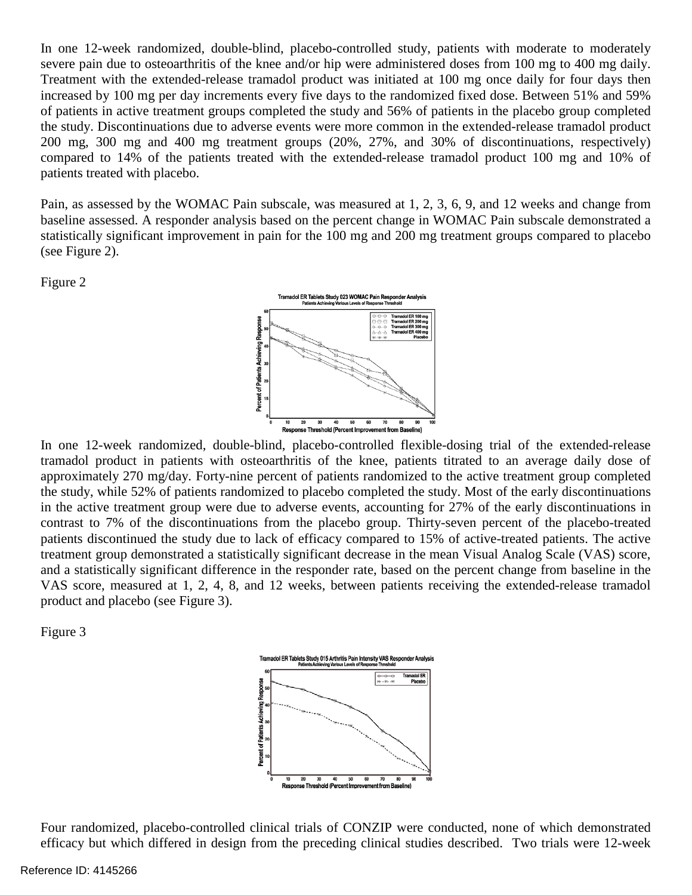In one 12-week randomized, double-blind, placebo-controlled study, patients with moderate to moderately severe pain due to osteoarthritis of the knee and/or hip were administered doses from 100 mg to 400 mg daily. Treatment with the extended-release tramadol product was initiated at 100 mg once daily for four days then increased by 100 mg per day increments every five days to the randomized fixed dose. Between 51% and 59% of patients in active treatment groups completed the study and 56% of patients in the placebo group completed the study. Discontinuations due to adverse events were more common in the extended-release tramadol product 200 mg, 300 mg and 400 mg treatment groups (20%, 27%, and 30% of discontinuations, respectively) compared to 14% of the patients treated with the extended-release tramadol product 100 mg and 10% of patients treated with placebo.

Pain, as assessed by the WOMAC Pain subscale, was measured at 1, 2, 3, 6, 9, and 12 weeks and change from baseline assessed. A responder analysis based on the percent change in WOMAC Pain subscale demonstrated a statistically significant improvement in pain for the 100 mg and 200 mg treatment groups compared to placebo (see Figure 2).

Figure 2

In one 12-week randomized, double-blind, placebo-controlled flexible-dosing trial of the extended-release tramadol product in patients with osteoarthritis of the knee, patients titrated to an average daily dose of approximately 270 mg/day. Forty-nine percent of patients randomized to the active treatment group completed the study, while 52% of patients randomized to placebo completed the study. Most of the early discontinuations in the active treatment group were due to adverse events, accounting for 27% of the early discontinuations in contrast to 7% of the discontinuations from the placebo group. Thirty-seven percent of the placebo-treated patients discontinued the study due to lack of efficacy compared to 15% of active-treated patients. The active treatment group demonstrated a statistically significant decrease in the mean Visual Analog Scale (VAS) score, and a statistically significant difference in the responder rate, based on the percent change from baseline in the VAS score, measured at 1, 2, 4, 8, and 12 weeks, between patients receiving the extended-release tramadol product and placebo (see Figure 3).

Figure 3

Four randomized, placebo-controlled clinical trials of CONZIP were conducted, none of which demonstrated efficacy but which differed in design from the preceding clinical studies described. Two trials were 12-week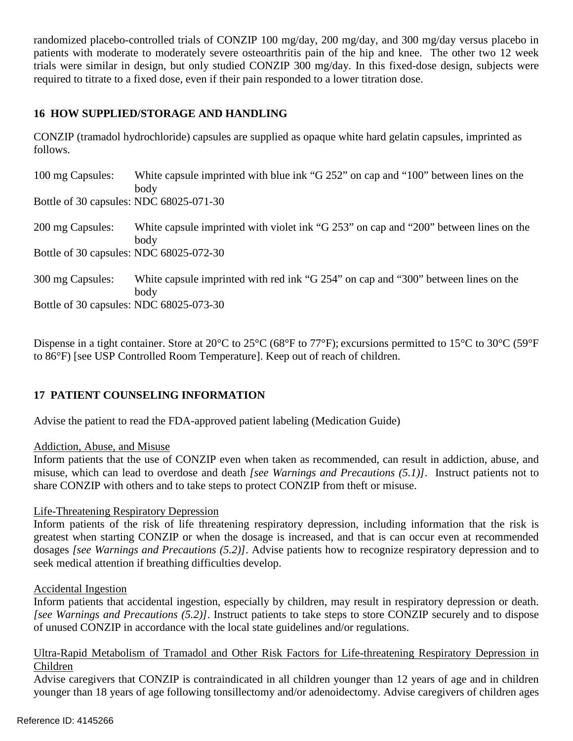randomized placebo-controlled trials of CONZIP 100 mg/day, 200 mg/day, and 300 mg/day versus placebo in patients with moderate to moderately severe osteoarthritis pain of the hip and knee. The other two 12 week trials were similar in design, but only studied CONZIP 300 mg/day. In this fixed-dose design, subjects were required to titrate to a fixed dose, even if their pain responded to a lower titration dose.

## 16 HOW SUPPLIED/STORAGE AND HANDLING

CONZIP (tramadol hydrochloride) capsules are supplied as opaque white hard gelatin capsules, imprinted as follows.

100 mg Capsules: White capsule imprinted with blue ink "G 252" on cap and "100" between lines on the body
Bottle of 30 capsules: NDC 68025-071-30

200 mg Capsules: White capsule imprinted with violet ink "G 253" on cap and "200" between lines on the body
Bottle of 30 capsules: NDC 68025-072-30

300 mg Capsules: White capsule imprinted with red ink "G 254" on cap and "300" between lines on the body
Bottle of 30 capsules: NDC 68025-073-30

Dispense in a tight container. Store at 20°C to 25°C (68°F to 77°F); excursions permitted to 15°C to 30°C (59°F to 86°F) [see USP Controlled Room Temperature]. Keep out of reach of children.

## 17 PATIENT COUNSELING INFORMATION

Advise the patient to read the FDA-approved patient labeling (Medication Guide)

Addiction, Abuse, and Misuse
Inform patients that the use of CONZIP even when taken as recommended, can result in addiction, abuse, and misuse, which can lead to overdose and death *[see Warnings and Precautions (5.1)]*. Instruct patients not to share CONZIP with others and to take steps to protect CONZIP from theft or misuse.

Life-Threatening Respiratory Depression
Inform patients of the risk of life threatening respiratory depression, including information that the risk is greatest when starting CONZIP or when the dosage is increased, and that is can occur even at recommended dosages *[see Warnings and Precautions (5.2)]*. Advise patients how to recognize respiratory depression and to seek medical attention if breathing difficulties develop.

Accidental Ingestion
Inform patients that accidental ingestion, especially by children, may result in respiratory depression or death. *[see Warnings and Precautions (5.2)]*. Instruct patients to take steps to store CONZIP securely and to dispose of unused CONZIP in accordance with the local state guidelines and/or regulations.

Ultra-Rapid Metabolism of Tramadol and Other Risk Factors for Life-threatening Respiratory Depression in Children
Advise caregivers that CONZIP is contraindicated in all children younger than 12 years of age and in children younger than 18 years of age following tonsillectomy and/or adenoidectomy. Advise caregivers of children ages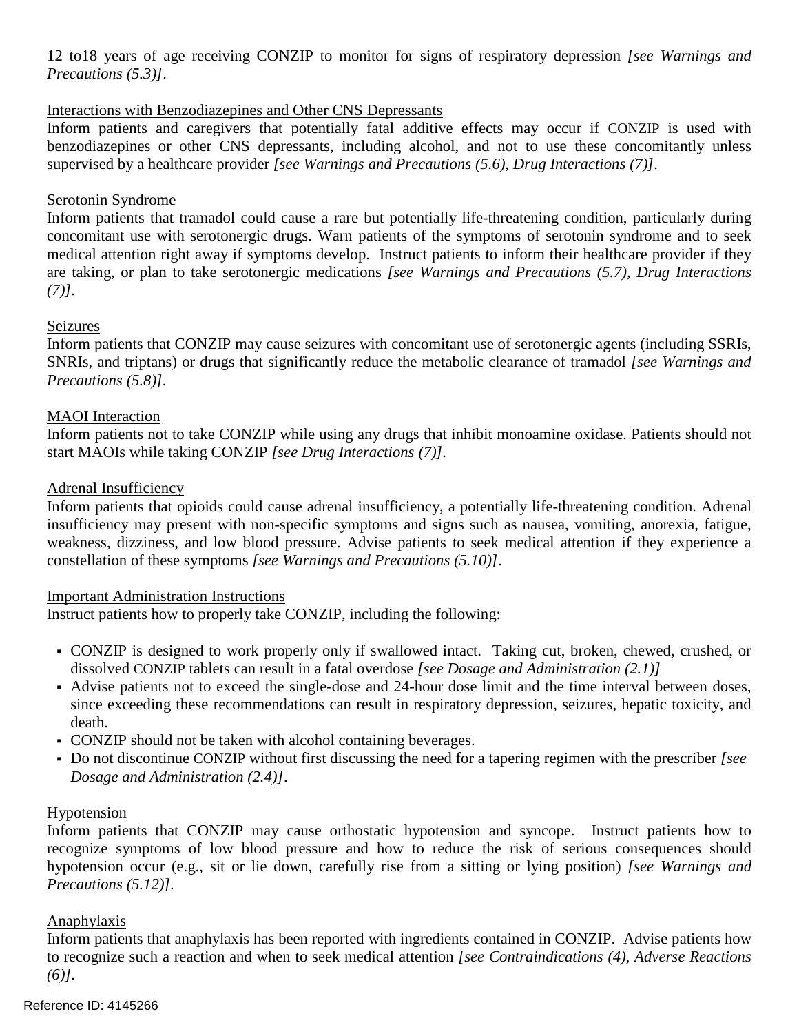12 to18 years of age receiving CONZIP to monitor for signs of respiratory depression *[see Warnings and Precautions (5.3)]*.

Interactions with Benzodiazepines and Other CNS Depressants

Inform patients and caregivers that potentially fatal additive effects may occur if CONZIP is used with benzodiazepines or other CNS depressants, including alcohol, and not to use these concomitantly unless supervised by a healthcare provider *[see Warnings and Precautions (5.6), Drug Interactions (7)]*.

Serotonin Syndrome

Inform patients that tramadol could cause a rare but potentially life-threatening condition, particularly during concomitant use with serotonergic drugs. Warn patients of the symptoms of serotonin syndrome and to seek medical attention right away if symptoms develop. Instruct patients to inform their healthcare provider if they are taking, or plan to take serotonergic medications *[see Warnings and Precautions (5.7), Drug Interactions (7)]*.

Seizures

Inform patients that CONZIP may cause seizures with concomitant use of serotonergic agents (including SSRIs, SNRIs, and triptans) or drugs that significantly reduce the metabolic clearance of tramadol *[see Warnings and Precautions (5.8)]*.

MAOI Interaction

Inform patients not to take CONZIP while using any drugs that inhibit monoamine oxidase. Patients should not start MAOIs while taking CONZIP *[see Drug Interactions (7)]*.

Adrenal Insufficiency

Inform patients that opioids could cause adrenal insufficiency, a potentially life-threatening condition. Adrenal insufficiency may present with non-specific symptoms and signs such as nausea, vomiting, anorexia, fatigue, weakness, dizziness, and low blood pressure. Advise patients to seek medical attention if they experience a constellation of these symptoms *[see Warnings and Precautions (5.10)]*.

Important Administration Instructions

Instruct patients how to properly take CONZIP, including the following:

- CONZIP is designed to work properly only if swallowed intact. Taking cut, broken, chewed, crushed, or dissolved CONZIP tablets can result in a fatal overdose *[see Dosage and Administration (2.1)]*
- Advise patients not to exceed the single-dose and 24-hour dose limit and the time interval between doses, since exceeding these recommendations can result in respiratory depression, seizures, hepatic toxicity, and death.
- CONZIP should not be taken with alcohol containing beverages.
- Do not discontinue CONZIP without first discussing the need for a tapering regimen with the prescriber *[see Dosage and Administration (2.4)]*.

Hypotension

Inform patients that CONZIP may cause orthostatic hypotension and syncope. Instruct patients how to recognize symptoms of low blood pressure and how to reduce the risk of serious consequences should hypotension occur (e.g., sit or lie down, carefully rise from a sitting or lying position) *[see Warnings and Precautions (5.12)]*.

Anaphylaxis

Inform patients that anaphylaxis has been reported with ingredients contained in CONZIP. Advise patients how to recognize such a reaction and when to seek medical attention *[see Contraindications (4), Adverse Reactions (6)]*.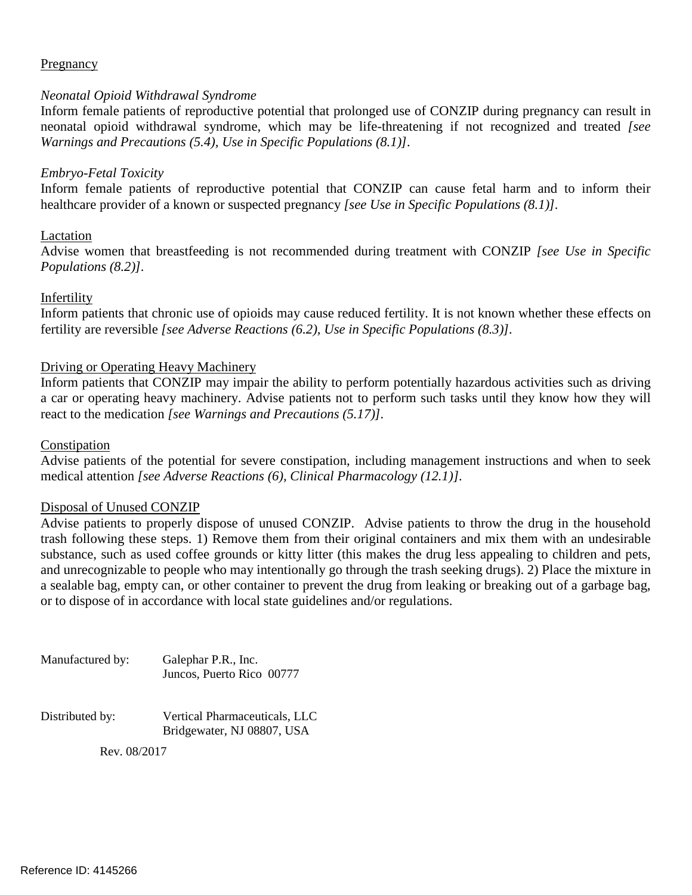Pregnancy

*Neonatal Opioid Withdrawal Syndrome*

Inform female patients of reproductive potential that prolonged use of CONZIP during pregnancy can result in neonatal opioid withdrawal syndrome, which may be life-threatening if not recognized and treated *[see Warnings and Precautions (5.4), Use in Specific Populations (8.1)]*.

*Embryo-Fetal Toxicity*

Inform female patients of reproductive potential that CONZIP can cause fetal harm and to inform their healthcare provider of a known or suspected pregnancy *[see Use in Specific Populations (8.1)]*.

Lactation

Advise women that breastfeeding is not recommended during treatment with CONZIP *[see Use in Specific Populations (8.2)]*.

Infertility

Inform patients that chronic use of opioids may cause reduced fertility. It is not known whether these effects on fertility are reversible *[see Adverse Reactions (6.2), Use in Specific Populations (8.3)]*.

Driving or Operating Heavy Machinery

Inform patients that CONZIP may impair the ability to perform potentially hazardous activities such as driving a car or operating heavy machinery. Advise patients not to perform such tasks until they know how they will react to the medication *[see Warnings and Precautions (5.17)]*.

Constipation

Advise patients of the potential for severe constipation, including management instructions and when to seek medical attention *[see Adverse Reactions (6), Clinical Pharmacology (12.1)]*.

Disposal of Unused CONZIP

Advise patients to properly dispose of unused CONZIP. Advise patients to throw the drug in the household trash following these steps. 1) Remove them from their original containers and mix them with an undesirable substance, such as used coffee grounds or kitty litter (this makes the drug less appealing to children and pets, and unrecognizable to people who may intentionally go through the trash seeking drugs). 2) Place the mixture in a sealable bag, empty can, or other container to prevent the drug from leaking or breaking out of a garbage bag, or to dispose of in accordance with local state guidelines and/or regulations.

Manufactured by: Galephar P.R., Inc.
Juncos, Puerto Rico 00777

Distributed by: Vertical Pharmaceuticals, LLC
Bridgewater, NJ 08807, USA

Rev. 08/2017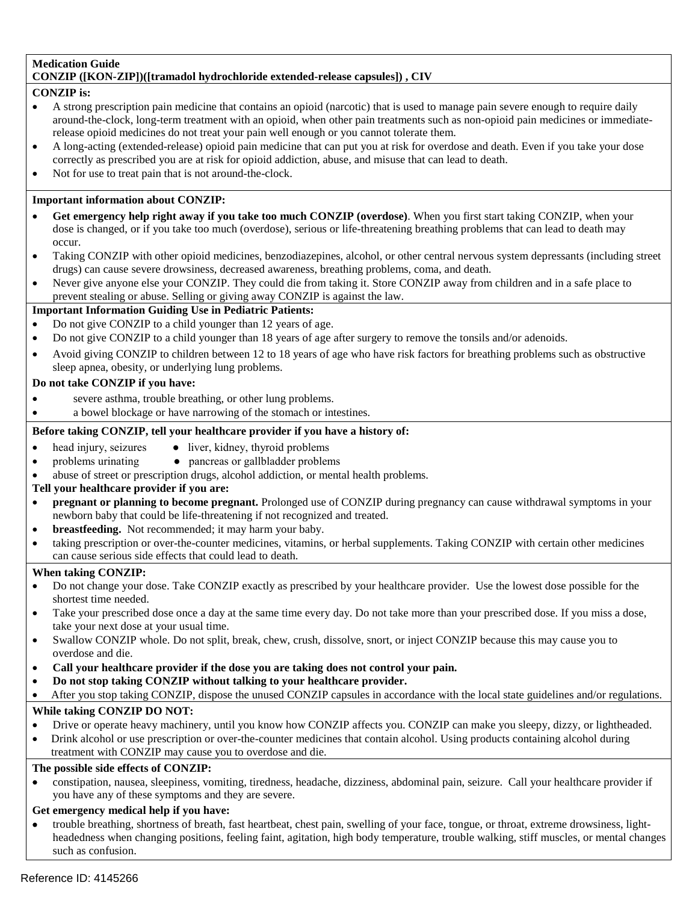**Medication Guide**
**CONZIP ([KON-ZIP])([tramadol hydrochloride extended-release capsules]) , CIV**

**CONZIP is:**

- A strong prescription pain medicine that contains an opioid (narcotic) that is used to manage pain severe enough to require daily around-the-clock, long-term treatment with an opioid, when other pain treatments such as non-opioid pain medicines or immediate-release opioid medicines do not treat your pain well enough or you cannot tolerate them.
- A long-acting (extended-release) opioid pain medicine that can put you at risk for overdose and death. Even if you take your dose correctly as prescribed you are at risk for opioid addiction, abuse, and misuse that can lead to death.
- Not for use to treat pain that is not around-the-clock.

**Important information about CONZIP:**

- **Get emergency help right away if you take too much CONZIP (overdose)**. When you first start taking CONZIP, when your dose is changed, or if you take too much (overdose), serious or life-threatening breathing problems that can lead to death may occur.
- Taking CONZIP with other opioid medicines, benzodiazepines, alcohol, or other central nervous system depressants (including street drugs) can cause severe drowsiness, decreased awareness, breathing problems, coma, and death.
- Never give anyone else your CONZIP. They could die from taking it. Store CONZIP away from children and in a safe place to prevent stealing or abuse. Selling or giving away CONZIP is against the law.

**Important Information Guiding Use in Pediatric Patients:**

- Do not give CONZIP to a child younger than 12 years of age.
- Do not give CONZIP to a child younger than 18 years of age after surgery to remove the tonsils and/or adenoids.
- Avoid giving CONZIP to children between 12 to 18 years of age who have risk factors for breathing problems such as obstructive sleep apnea, obesity, or underlying lung problems.

**Do not take CONZIP if you have:**

- severe asthma, trouble breathing, or other lung problems.
- a bowel blockage or have narrowing of the stomach or intestines.

**Before taking CONZIP, tell your healthcare provider if you have a history of:**

- head injury, seizures
- liver, kidney, thyroid problems
- problems urinating
- pancreas or gallbladder problems
- abuse of street or prescription drugs, alcohol addiction, or mental health problems.

**Tell your healthcare provider if you are:**

- **pregnant or planning to become pregnant.** Prolonged use of CONZIP during pregnancy can cause withdrawal symptoms in your newborn baby that could be life-threatening if not recognized and treated.
- **breastfeeding.** Not recommended; it may harm your baby.
- taking prescription or over-the-counter medicines, vitamins, or herbal supplements. Taking CONZIP with certain other medicines can cause serious side effects that could lead to death.

**When taking CONZIP:**

- Do not change your dose. Take CONZIP exactly as prescribed by your healthcare provider. Use the lowest dose possible for the shortest time needed.
- Take your prescribed dose once a day at the same time every day. Do not take more than your prescribed dose. If you miss a dose, take your next dose at your usual time.
- Swallow CONZIP whole. Do not split, break, chew, crush, dissolve, snort, or inject CONZIP because this may cause you to overdose and die.
- **Call your healthcare provider if the dose you are taking does not control your pain.**
- **Do not stop taking CONZIP without talking to your healthcare provider.**
- After you stop taking CONZIP, dispose the unused CONZIP capsules in accordance with the local state guidelines and/or regulations.

**While taking CONZIP DO NOT:**

- Drive or operate heavy machinery, until you know how CONZIP affects you. CONZIP can make you sleepy, dizzy, or lightheaded.
- Drink alcohol or use prescription or over-the-counter medicines that contain alcohol. Using products containing alcohol during treatment with CONZIP may cause you to overdose and die.

**The possible side effects of CONZIP:**

- constipation, nausea, sleepiness, vomiting, tiredness, headache, dizziness, abdominal pain, seizure. Call your healthcare provider if you have any of these symptoms and they are severe.

**Get emergency medical help if you have:**

- trouble breathing, shortness of breath, fast heartbeat, chest pain, swelling of your face, tongue, or throat, extreme drowsiness, light-headedness when changing positions, feeling faint, agitation, high body temperature, trouble walking, stiff muscles, or mental changes such as confusion.

Reference ID: 4145266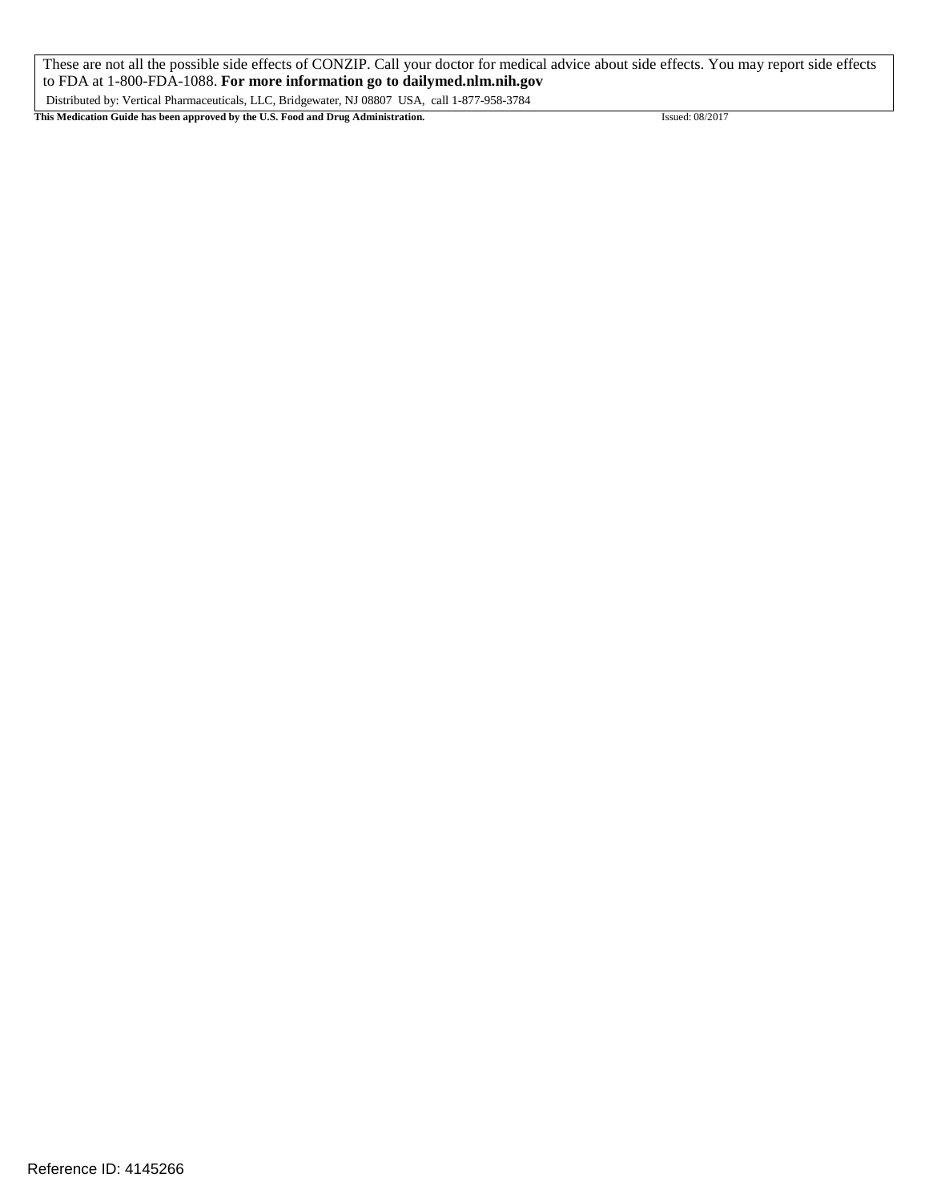These are not all the possible side effects of CONZIP. Call your doctor for medical advice about side effects. You may report side effects to FDA at 1-800-FDA-1088. **For more information go to dailymed.nlm.nih.gov**

Distributed by: Vertical Pharmaceuticals, LLC, Bridgewater, NJ 08807 USA, call 1-877-958-3784

**This Medication Guide has been approved by the U.S. Food and Drug Administration.** Issued: 08/2017

Reference ID: 4145266